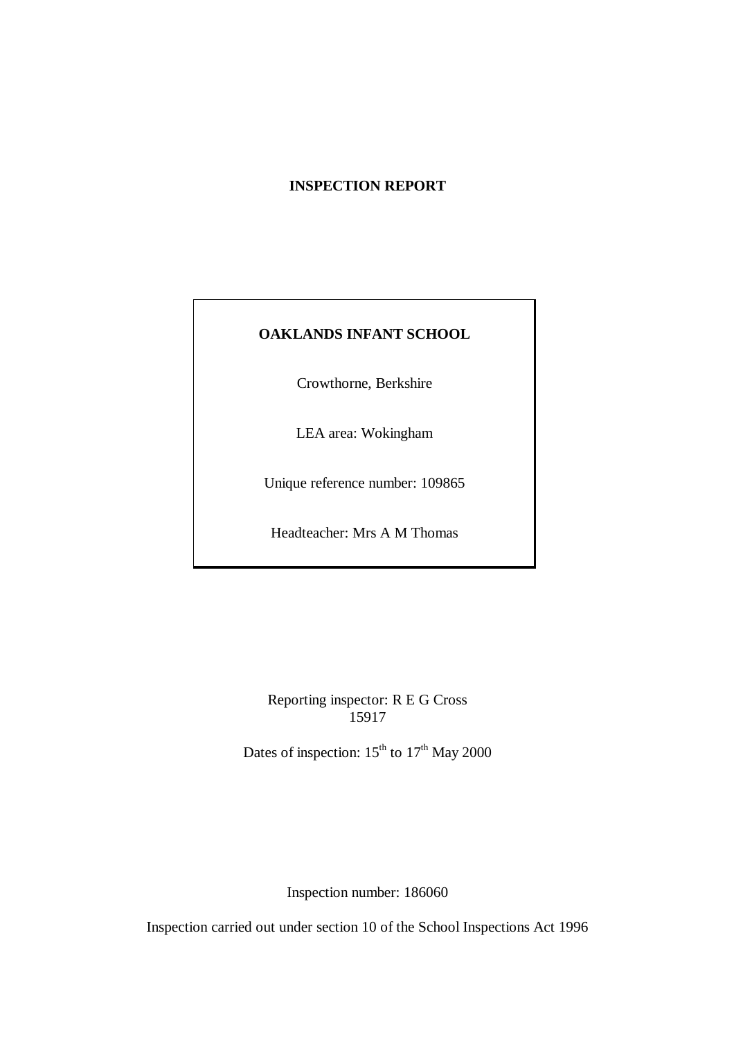# INSPECTION REPORT

**OAKLANDS INFANT SCHOOL**

Crowthorne, Berkshire

LEA area: Wokingham

Unique reference number: 109865

Headteacher: Mrs A M Thomas

Reporting inspector: R E G Cross
15917

Dates of inspection: 15th to 17th May 2000

Inspection number: 186060

Inspection carried out under section 10 of the School Inspections Act 1996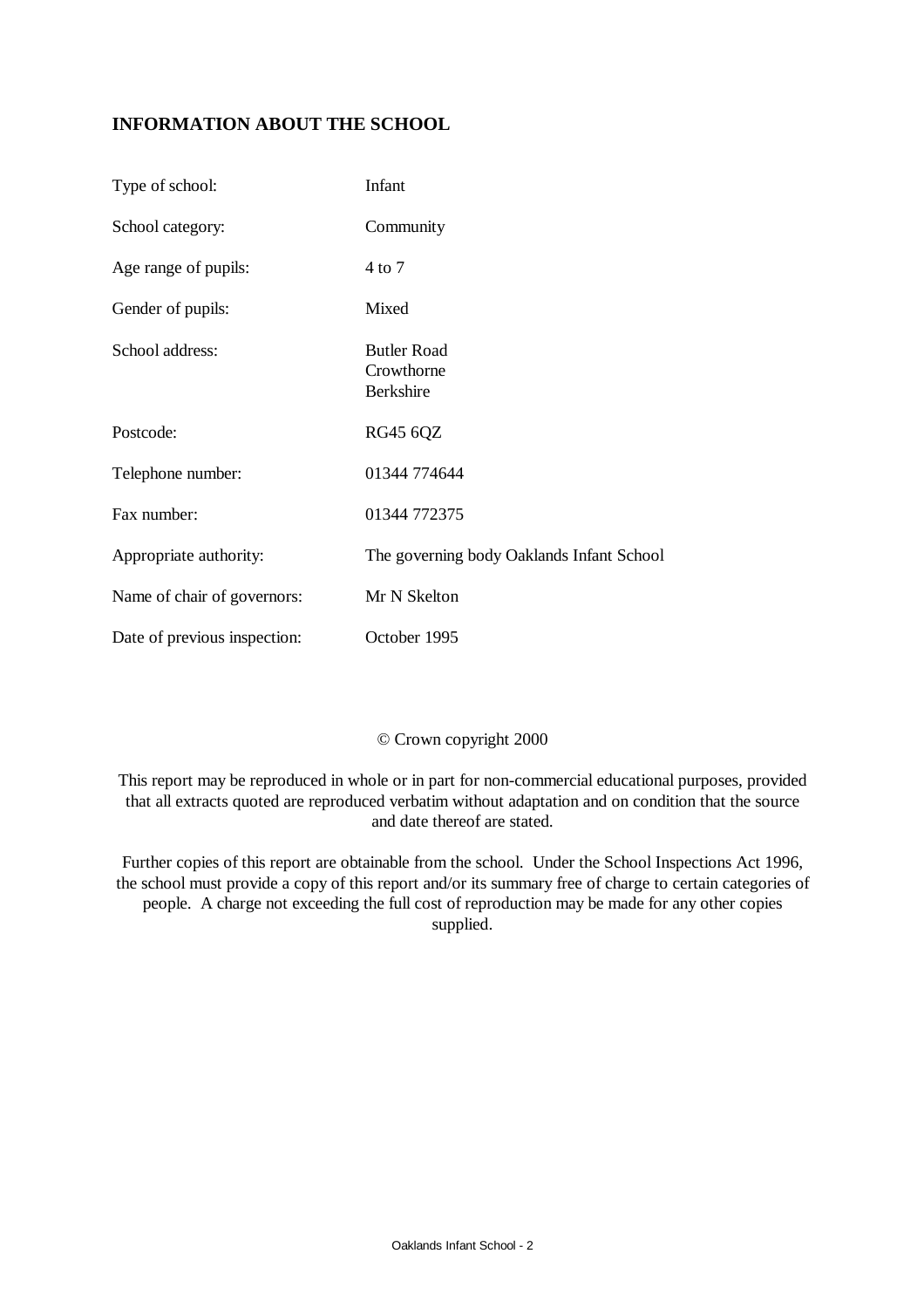## INFORMATION ABOUT THE SCHOOL

| | |
|---|---|
| Type of school: | Infant |
| School category: | Community |
| Age range of pupils: | 4 to 7 |
| Gender of pupils: | Mixed |
| School address: | Butler Road<br>Crowthorne<br>Berkshire |
| Postcode: | RG45 6QZ |
| Telephone number: | 01344 774644 |
| Fax number: | 01344 772375 |
| Appropriate authority: | The governing body Oaklands Infant School |
| Name of chair of governors: | Mr N Skelton |
| Date of previous inspection: | October 1995 |

© Crown copyright 2000

This report may be reproduced in whole or in part for non-commercial educational purposes, provided that all extracts quoted are reproduced verbatim without adaptation and on condition that the source and date thereof are stated.

Further copies of this report are obtainable from the school. Under the School Inspections Act 1996, the school must provide a copy of this report and/or its summary free of charge to certain categories of people. A charge not exceeding the full cost of reproduction may be made for any other copies supplied.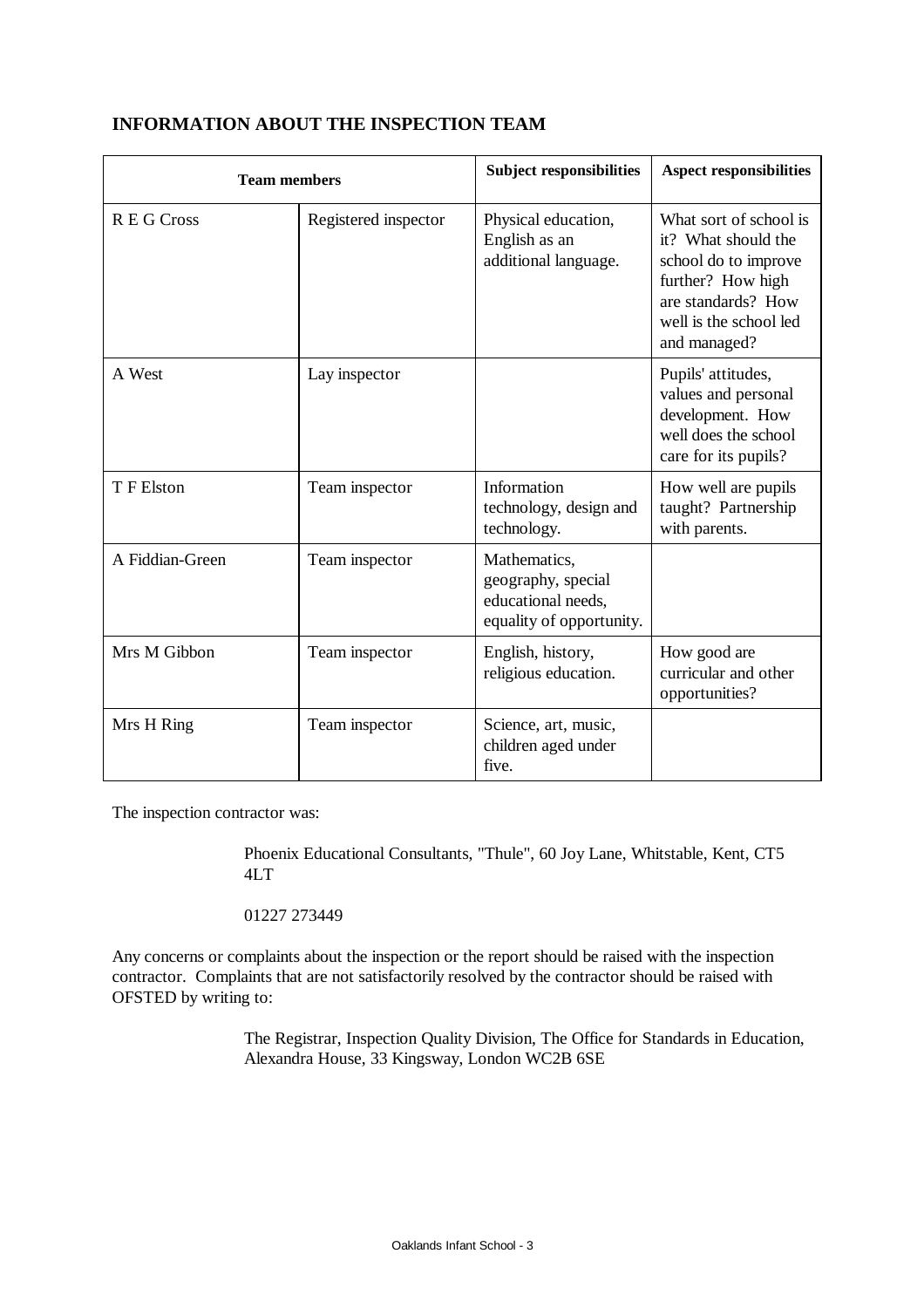## INFORMATION ABOUT THE INSPECTION TEAM

| Team members | | Subject responsibilities | Aspect responsibilities |
|---|---|---|---|
| R E G Cross | Registered inspector | Physical education, English as an additional language. | What sort of school is it? What should the school do to improve further? How high are standards? How well is the school led and managed? |
| A West | Lay inspector | | Pupils' attitudes, values and personal development. How well does the school care for its pupils? |
| T F Elston | Team inspector | Information technology, design and technology. | How well are pupils taught? Partnership with parents. |
| A Fiddian-Green | Team inspector | Mathematics, geography, special educational needs, equality of opportunity. | |
| Mrs M Gibbon | Team inspector | English, history, religious education. | How good are curricular and other opportunities? |
| Mrs H Ring | Team inspector | Science, art, music, children aged under five. | |

The inspection contractor was:

> Phoenix Educational Consultants, "Thule", 60 Joy Lane, Whitstable, Kent, CT5 4LT
>
> 01227 273449

Any concerns or complaints about the inspection or the report should be raised with the inspection contractor. Complaints that are not satisfactorily resolved by the contractor should be raised with OFSTED by writing to:

> The Registrar, Inspection Quality Division, The Office for Standards in Education, Alexandra House, 33 Kingsway, London WC2B 6SE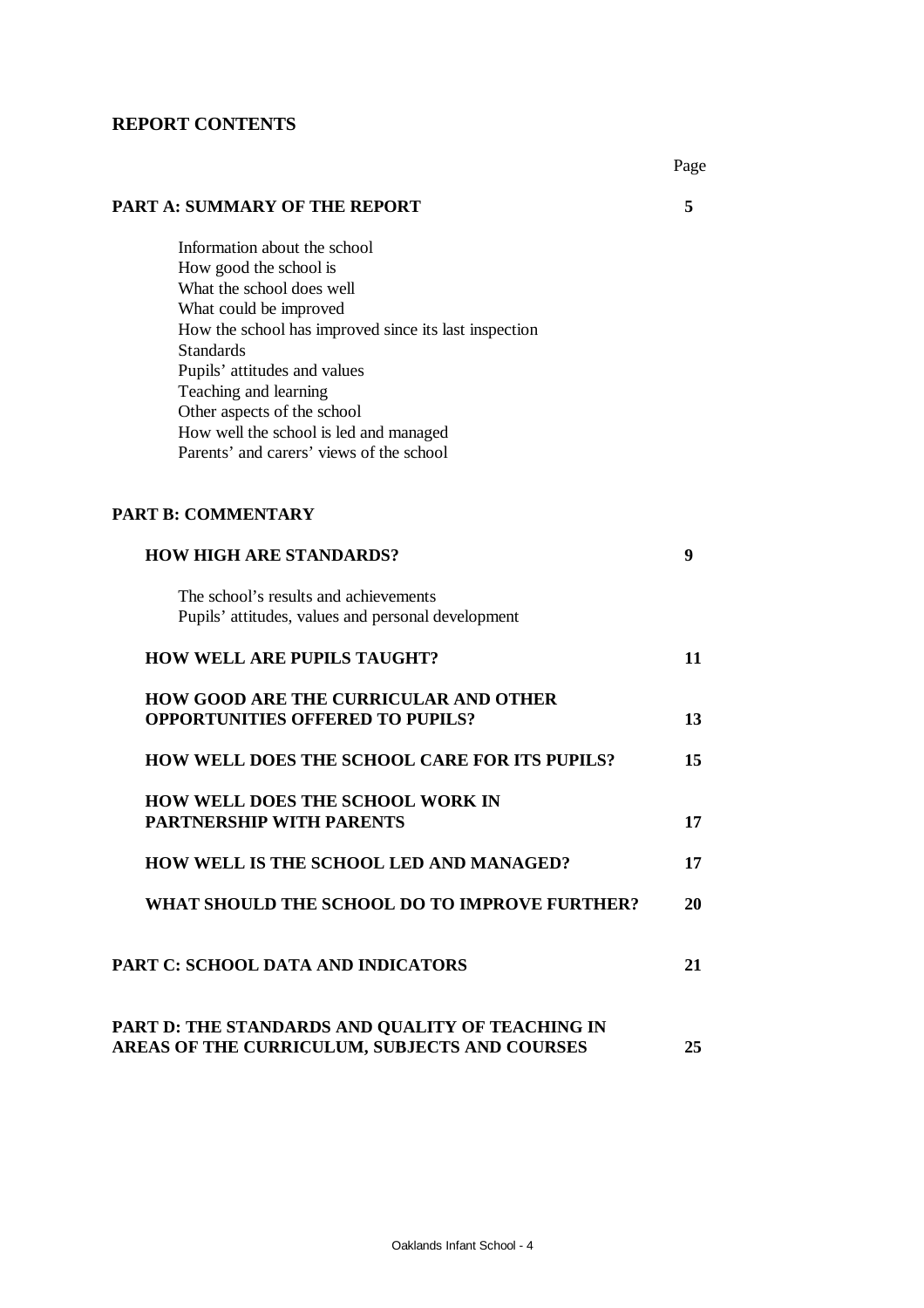## REPORT CONTENTS

| | Page |
|---|---|
| **PART A: SUMMARY OF THE REPORT** | **5** |
| Information about the school<br>How good the school is<br>What the school does well<br>What could be improved<br>How the school has improved since its last inspection<br>Standards<br>Pupils' attitudes and values<br>Teaching and learning<br>Other aspects of the school<br>How well the school is led and managed<br>Parents' and carers' views of the school | |
| **PART B: COMMENTARY** | |
| **HOW HIGH ARE STANDARDS?** | **9** |
| The school's results and achievements<br>Pupils' attitudes, values and personal development | |
| **HOW WELL ARE PUPILS TAUGHT?** | **11** |
| **HOW GOOD ARE THE CURRICULAR AND OTHER OPPORTUNITIES OFFERED TO PUPILS?** | **13** |
| **HOW WELL DOES THE SCHOOL CARE FOR ITS PUPILS?** | **15** |
| **HOW WELL DOES THE SCHOOL WORK IN PARTNERSHIP WITH PARENTS** | **17** |
| **HOW WELL IS THE SCHOOL LED AND MANAGED?** | **17** |
| **WHAT SHOULD THE SCHOOL DO TO IMPROVE FURTHER?** | **20** |
| **PART C: SCHOOL DATA AND INDICATORS** | **21** |
| **PART D: THE STANDARDS AND QUALITY OF TEACHING IN AREAS OF THE CURRICULUM, SUBJECTS AND COURSES** | **25** |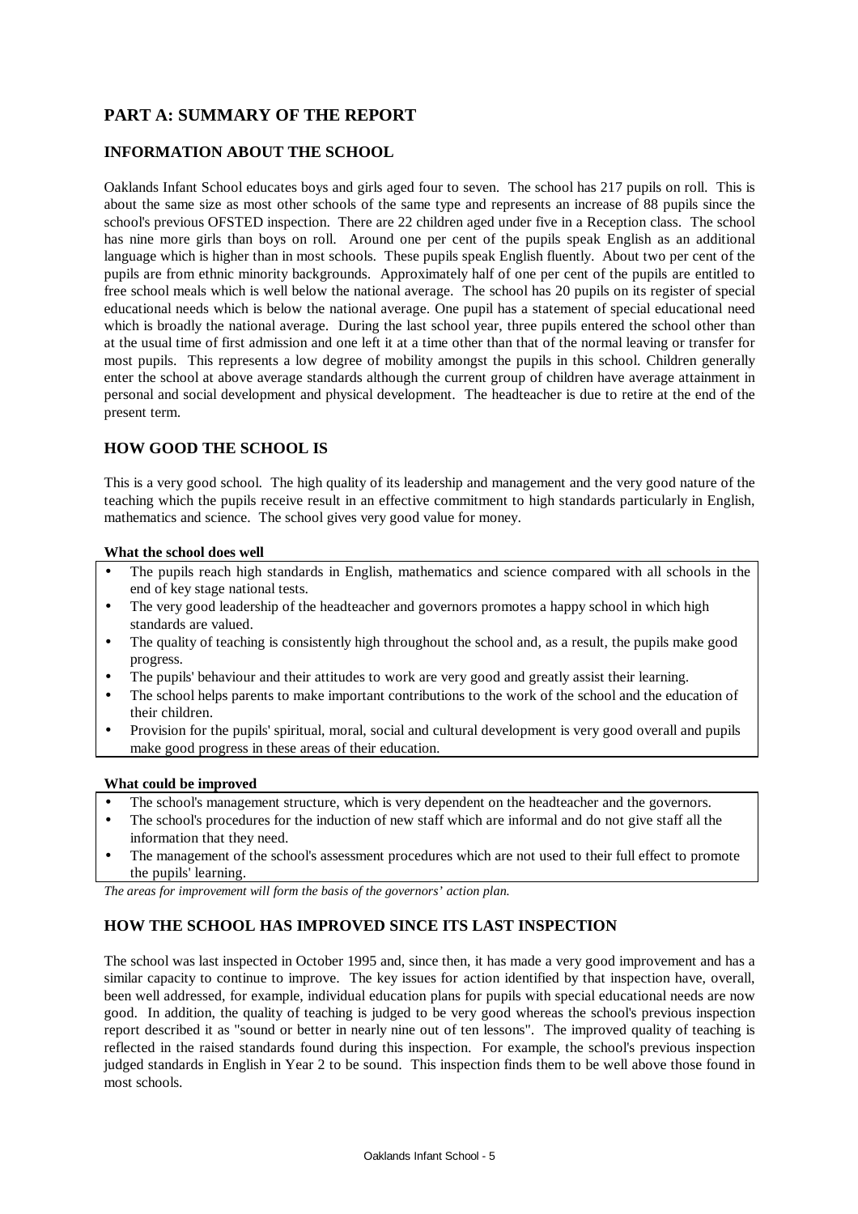# PART A: SUMMARY OF THE REPORT

## INFORMATION ABOUT THE SCHOOL

Oaklands Infant School educates boys and girls aged four to seven. The school has 217 pupils on roll. This is about the same size as most other schools of the same type and represents an increase of 88 pupils since the school's previous OFSTED inspection. There are 22 children aged under five in a Reception class. The school has nine more girls than boys on roll. Around one per cent of the pupils speak English as an additional language which is higher than in most schools. These pupils speak English fluently. About two per cent of the pupils are from ethnic minority backgrounds. Approximately half of one per cent of the pupils are entitled to free school meals which is well below the national average. The school has 20 pupils on its register of special educational needs which is below the national average. One pupil has a statement of special educational need which is broadly the national average. During the last school year, three pupils entered the school other than at the usual time of first admission and one left it at a time other than that of the normal leaving or transfer for most pupils. This represents a low degree of mobility amongst the pupils in this school. Children generally enter the school at above average standards although the current group of children have average attainment in personal and social development and physical development. The headteacher is due to retire at the end of the present term.

## HOW GOOD THE SCHOOL IS

This is a very good school. The high quality of its leadership and management and the very good nature of the teaching which the pupils receive result in an effective commitment to high standards particularly in English, mathematics and science. The school gives very good value for money.

**What the school does well**

- The pupils reach high standards in English, mathematics and science compared with all schools in the end of key stage national tests.
- The very good leadership of the headteacher and governors promotes a happy school in which high standards are valued.
- The quality of teaching is consistently high throughout the school and, as a result, the pupils make good progress.
- The pupils' behaviour and their attitudes to work are very good and greatly assist their learning.
- The school helps parents to make important contributions to the work of the school and the education of their children.
- Provision for the pupils' spiritual, moral, social and cultural development is very good overall and pupils make good progress in these areas of their education.

**What could be improved**

- The school's management structure, which is very dependent on the headteacher and the governors.
- The school's procedures for the induction of new staff which are informal and do not give staff all the information that they need.
- The management of the school's assessment procedures which are not used to their full effect to promote the pupils' learning.

*The areas for improvement will form the basis of the governors' action plan.*

## HOW THE SCHOOL HAS IMPROVED SINCE ITS LAST INSPECTION

The school was last inspected in October 1995 and, since then, it has made a very good improvement and has a similar capacity to continue to improve. The key issues for action identified by that inspection have, overall, been well addressed, for example, individual education plans for pupils with special educational needs are now good. In addition, the quality of teaching is judged to be very good whereas the school's previous inspection report described it as "sound or better in nearly nine out of ten lessons". The improved quality of teaching is reflected in the raised standards found during this inspection. For example, the school's previous inspection judged standards in English in Year 2 to be sound. This inspection finds them to be well above those found in most schools.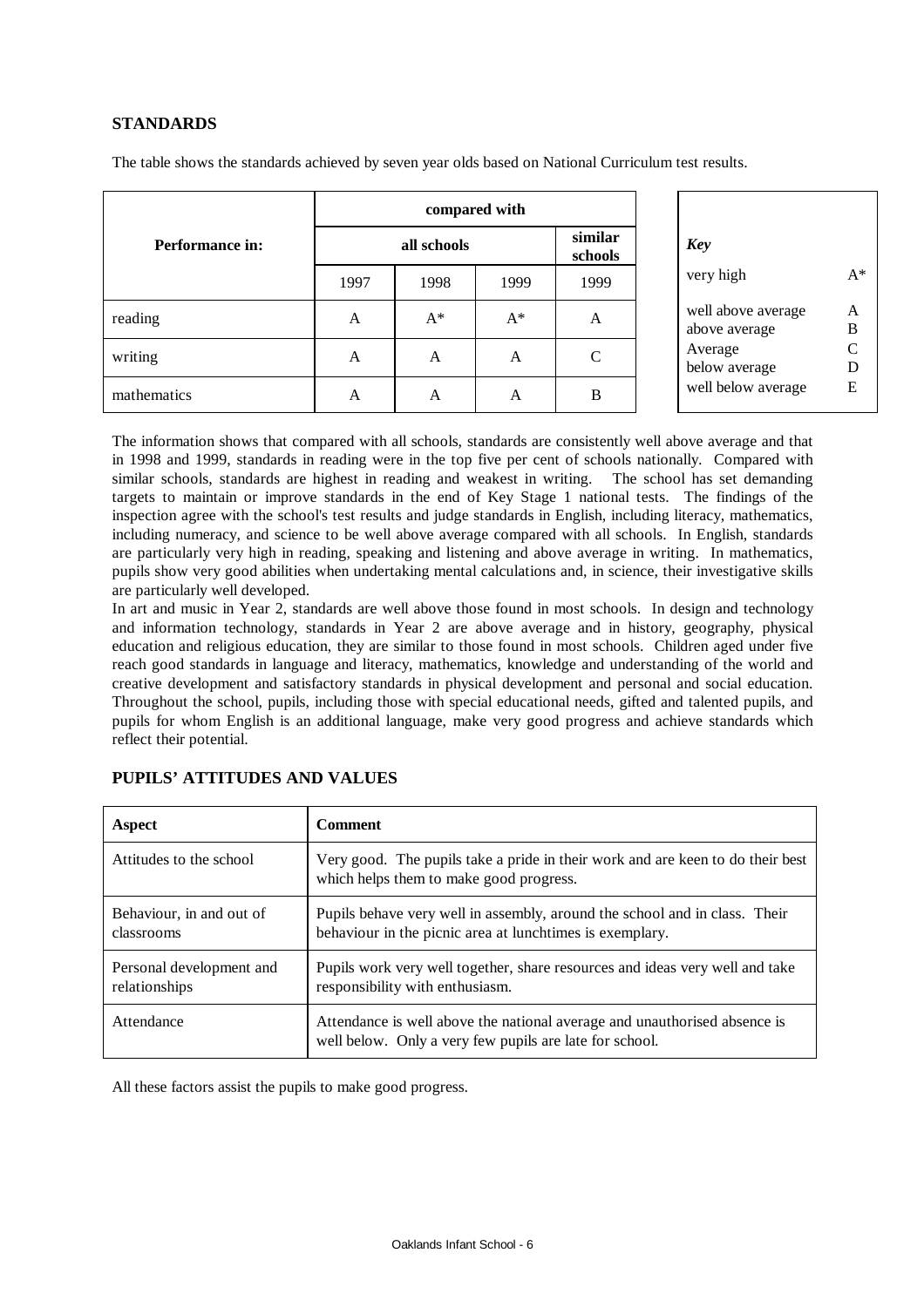## STANDARDS

The table shows the standards achieved by seven year olds based on National Curriculum test results.

| Performance in: | compared with | | | |
|---|---|---|---|---|
| | all schools | | | similar schools |
| | 1997 | 1998 | 1999 | 1999 |
| reading | A | A* | A* | A |
| writing | A | A | A | C |
| mathematics | A | A | A | B |

| *Key* | |
|---|---|
| very high | A* |
| well above average | A |
| above average | B |
| Average | C |
| below average | D |
| well below average | E |

The information shows that compared with all schools, standards are consistently well above average and that in 1998 and 1999, standards in reading were in the top five per cent of schools nationally. Compared with similar schools, standards are highest in reading and weakest in writing. The school has set demanding targets to maintain or improve standards in the end of Key Stage 1 national tests. The findings of the inspection agree with the school's test results and judge standards in English, including literacy, mathematics, including numeracy, and science to be well above average compared with all schools. In English, standards are particularly very high in reading, speaking and listening and above average in writing. In mathematics, pupils show very good abilities when undertaking mental calculations and, in science, their investigative skills are particularly well developed.

In art and music in Year 2, standards are well above those found in most schools. In design and technology and information technology, standards in Year 2 are above average and in history, geography, physical education and religious education, they are similar to those found in most schools. Children aged under five reach good standards in language and literacy, mathematics, knowledge and understanding of the world and creative development and satisfactory standards in physical development and personal and social education. Throughout the school, pupils, including those with special educational needs, gifted and talented pupils, and pupils for whom English is an additional language, make very good progress and achieve standards which reflect their potential.

## PUPILS' ATTITUDES AND VALUES

| Aspect | Comment |
|---|---|
| Attitudes to the school | Very good. The pupils take a pride in their work and are keen to do their best which helps them to make good progress. |
| Behaviour, in and out of classrooms | Pupils behave very well in assembly, around the school and in class. Their behaviour in the picnic area at lunchtimes is exemplary. |
| Personal development and relationships | Pupils work very well together, share resources and ideas very well and take responsibility with enthusiasm. |
| Attendance | Attendance is well above the national average and unauthorised absence is well below. Only a very few pupils are late for school. |

All these factors assist the pupils to make good progress.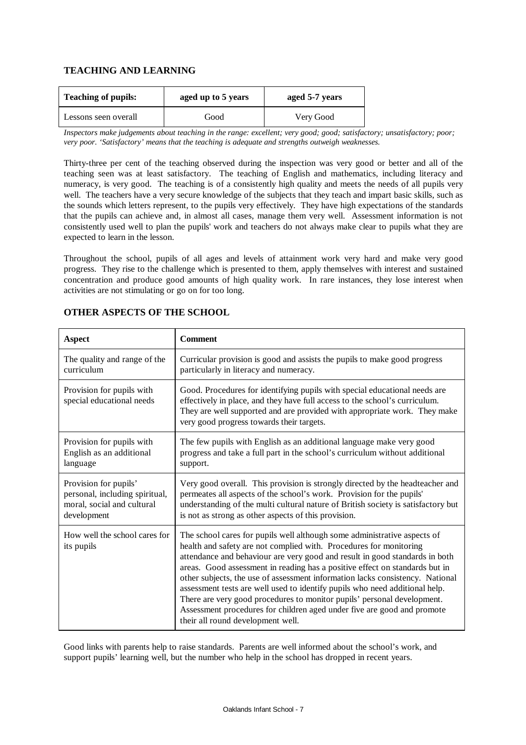## TEACHING AND LEARNING

| Teaching of pupils: | aged up to 5 years | aged 5-7 years |
|---|---|---|
| Lessons seen overall | Good | Very Good |

*Inspectors make judgements about teaching in the range: excellent; very good; good; satisfactory; unsatisfactory; poor; very poor. 'Satisfactory' means that the teaching is adequate and strengths outweigh weaknesses.*

Thirty-three per cent of the teaching observed during the inspection was very good or better and all of the teaching seen was at least satisfactory. The teaching of English and mathematics, including literacy and numeracy, is very good. The teaching is of a consistently high quality and meets the needs of all pupils very well. The teachers have a very secure knowledge of the subjects that they teach and impart basic skills, such as the sounds which letters represent, to the pupils very effectively. They have high expectations of the standards that the pupils can achieve and, in almost all cases, manage them very well. Assessment information is not consistently used well to plan the pupils' work and teachers do not always make clear to pupils what they are expected to learn in the lesson.

Throughout the school, pupils of all ages and levels of attainment work very hard and make very good progress. They rise to the challenge which is presented to them, apply themselves with interest and sustained concentration and produce good amounts of high quality work. In rare instances, they lose interest when activities are not stimulating or go on for too long.

## OTHER ASPECTS OF THE SCHOOL

| Aspect | Comment |
|---|---|
| The quality and range of the curriculum | Curricular provision is good and assists the pupils to make good progress particularly in literacy and numeracy. |
| Provision for pupils with special educational needs | Good. Procedures for identifying pupils with special educational needs are effectively in place, and they have full access to the school's curriculum. They are well supported and are provided with appropriate work. They make very good progress towards their targets. |
| Provision for pupils with English as an additional language | The few pupils with English as an additional language make very good progress and take a full part in the school's curriculum without additional support. |
| Provision for pupils' personal, including spiritual, moral, social and cultural development | Very good overall. This provision is strongly directed by the headteacher and permeates all aspects of the school's work. Provision for the pupils' understanding of the multi cultural nature of British society is satisfactory but is not as strong as other aspects of this provision. |
| How well the school cares for its pupils | The school cares for pupils well although some administrative aspects of health and safety are not complied with. Procedures for monitoring attendance and behaviour are very good and result in good standards in both areas. Good assessment in reading has a positive effect on standards but in other subjects, the use of assessment information lacks consistency. National assessment tests are well used to identify pupils who need additional help. There are very good procedures to monitor pupils' personal development. Assessment procedures for children aged under five are good and promote their all round development well. |

Good links with parents help to raise standards. Parents are well informed about the school's work, and support pupils' learning well, but the number who help in the school has dropped in recent years.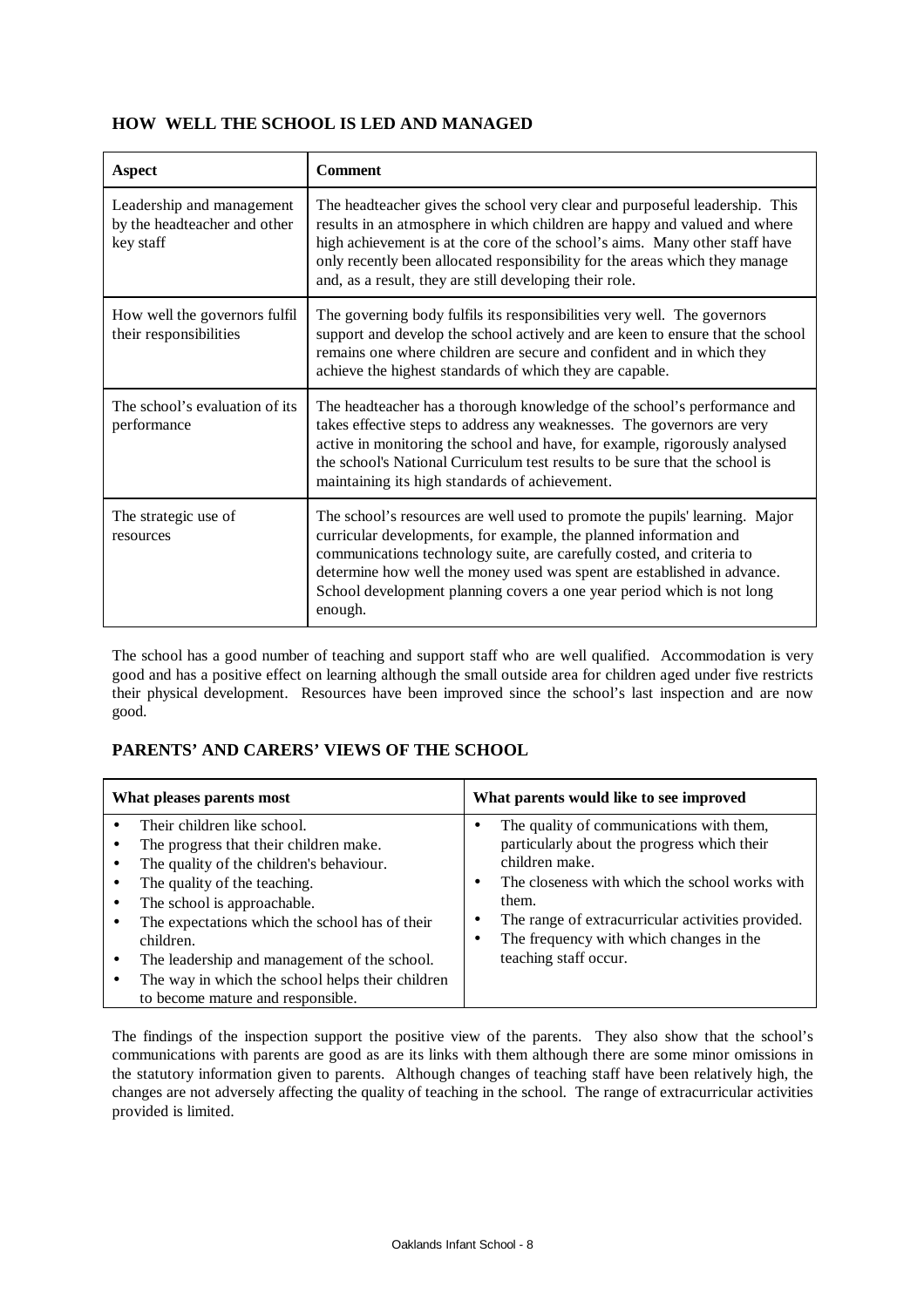## HOW WELL THE SCHOOL IS LED AND MANAGED

| Aspect | Comment |
|---|---|
| Leadership and management by the headteacher and other key staff | The headteacher gives the school very clear and purposeful leadership. This results in an atmosphere in which children are happy and valued and where high achievement is at the core of the school's aims. Many other staff have only recently been allocated responsibility for the areas which they manage and, as a result, they are still developing their role. |
| How well the governors fulfil their responsibilities | The governing body fulfils its responsibilities very well. The governors support and develop the school actively and are keen to ensure that the school remains one where children are secure and confident and in which they achieve the highest standards of which they are capable. |
| The school's evaluation of its performance | The headteacher has a thorough knowledge of the school's performance and takes effective steps to address any weaknesses. The governors are very active in monitoring the school and have, for example, rigorously analysed the school's National Curriculum test results to be sure that the school is maintaining its high standards of achievement. |
| The strategic use of resources | The school's resources are well used to promote the pupils' learning. Major curricular developments, for example, the planned information and communications technology suite, are carefully costed, and criteria to determine how well the money used was spent are established in advance. School development planning covers a one year period which is not long enough. |

The school has a good number of teaching and support staff who are well qualified. Accommodation is very good and has a positive effect on learning although the small outside area for children aged under five restricts their physical development. Resources have been improved since the school's last inspection and are now good.

## PARENTS' AND CARERS' VIEWS OF THE SCHOOL

| What pleases parents most | What parents would like to see improved |
|---|---|
| • Their children like school.<br>• The progress that their children make.<br>• The quality of the children's behaviour.<br>• The quality of the teaching.<br>• The school is approachable.<br>• The expectations which the school has of their children.<br>• The leadership and management of the school.<br>• The way in which the school helps their children to become mature and responsible. | • The quality of communications with them, particularly about the progress which their children make.<br>• The closeness with which the school works with them.<br>• The range of extracurricular activities provided.<br>• The frequency with which changes in the teaching staff occur. |

The findings of the inspection support the positive view of the parents. They also show that the school's communications with parents are good as are its links with them although there are some minor omissions in the statutory information given to parents. Although changes of teaching staff have been relatively high, the changes are not adversely affecting the quality of teaching in the school. The range of extracurricular activities provided is limited.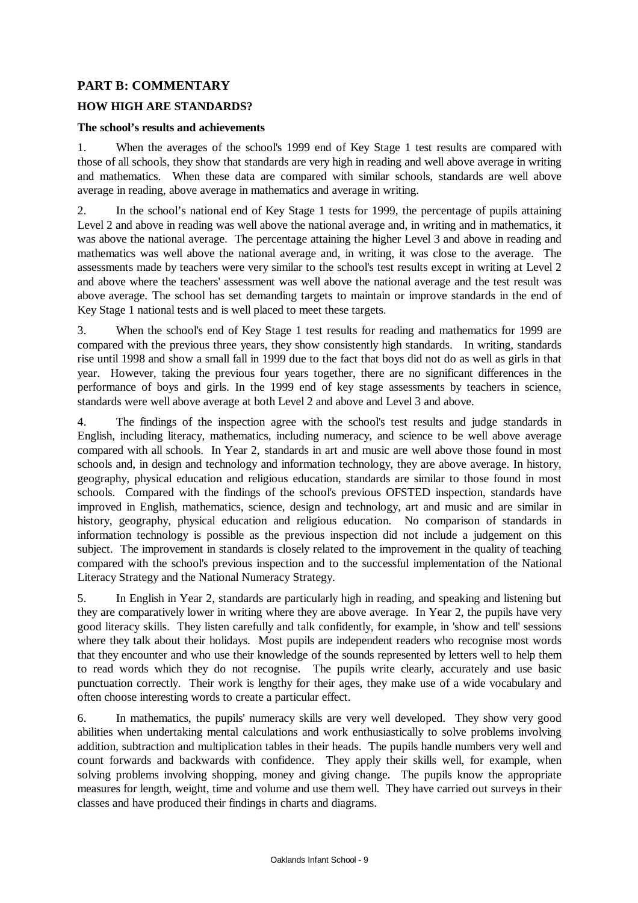## PART B: COMMENTARY

### HOW HIGH ARE STANDARDS?

**The school's results and achievements**

1. When the averages of the school's 1999 end of Key Stage 1 test results are compared with those of all schools, they show that standards are very high in reading and well above average in writing and mathematics. When these data are compared with similar schools, standards are well above average in reading, above average in mathematics and average in writing.

2. In the school's national end of Key Stage 1 tests for 1999, the percentage of pupils attaining Level 2 and above in reading was well above the national average and, in writing and in mathematics, it was above the national average. The percentage attaining the higher Level 3 and above in reading and mathematics was well above the national average and, in writing, it was close to the average. The assessments made by teachers were very similar to the school's test results except in writing at Level 2 and above where the teachers' assessment was well above the national average and the test result was above average. The school has set demanding targets to maintain or improve standards in the end of Key Stage 1 national tests and is well placed to meet these targets.

3. When the school's end of Key Stage 1 test results for reading and mathematics for 1999 are compared with the previous three years, they show consistently high standards. In writing, standards rise until 1998 and show a small fall in 1999 due to the fact that boys did not do as well as girls in that year. However, taking the previous four years together, there are no significant differences in the performance of boys and girls. In the 1999 end of key stage assessments by teachers in science, standards were well above average at both Level 2 and above and Level 3 and above.

4. The findings of the inspection agree with the school's test results and judge standards in English, including literacy, mathematics, including numeracy, and science to be well above average compared with all schools. In Year 2, standards in art and music are well above those found in most schools and, in design and technology and information technology, they are above average. In history, geography, physical education and religious education, standards are similar to those found in most schools. Compared with the findings of the school's previous OFSTED inspection, standards have improved in English, mathematics, science, design and technology, art and music and are similar in history, geography, physical education and religious education. No comparison of standards in information technology is possible as the previous inspection did not include a judgement on this subject. The improvement in standards is closely related to the improvement in the quality of teaching compared with the school's previous inspection and to the successful implementation of the National Literacy Strategy and the National Numeracy Strategy.

5. In English in Year 2, standards are particularly high in reading, and speaking and listening but they are comparatively lower in writing where they are above average. In Year 2, the pupils have very good literacy skills. They listen carefully and talk confidently, for example, in 'show and tell' sessions where they talk about their holidays. Most pupils are independent readers who recognise most words that they encounter and who use their knowledge of the sounds represented by letters well to help them to read words which they do not recognise. The pupils write clearly, accurately and use basic punctuation correctly. Their work is lengthy for their ages, they make use of a wide vocabulary and often choose interesting words to create a particular effect.

6. In mathematics, the pupils' numeracy skills are very well developed. They show very good abilities when undertaking mental calculations and work enthusiastically to solve problems involving addition, subtraction and multiplication tables in their heads. The pupils handle numbers very well and count forwards and backwards with confidence. They apply their skills well, for example, when solving problems involving shopping, money and giving change. The pupils know the appropriate measures for length, weight, time and volume and use them well. They have carried out surveys in their classes and have produced their findings in charts and diagrams.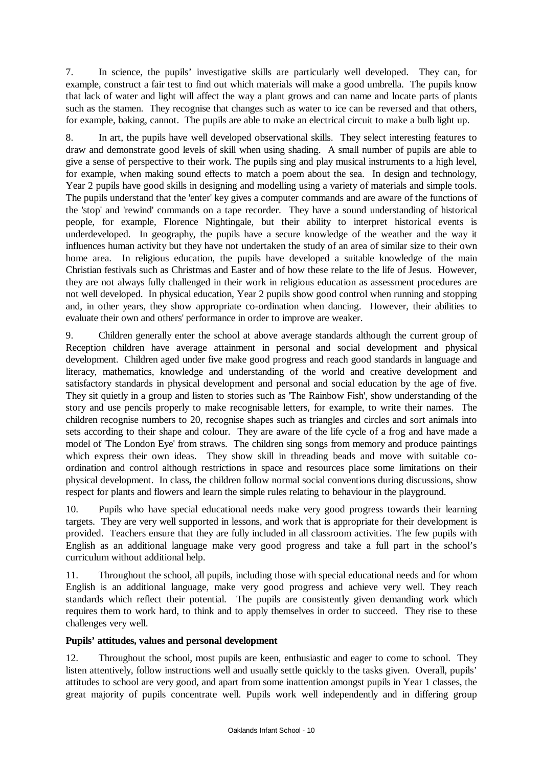7. In science, the pupils' investigative skills are particularly well developed. They can, for example, construct a fair test to find out which materials will make a good umbrella. The pupils know that lack of water and light will affect the way a plant grows and can name and locate parts of plants such as the stamen. They recognise that changes such as water to ice can be reversed and that others, for example, baking, cannot. The pupils are able to make an electrical circuit to make a bulb light up.

8. In art, the pupils have well developed observational skills. They select interesting features to draw and demonstrate good levels of skill when using shading. A small number of pupils are able to give a sense of perspective to their work. The pupils sing and play musical instruments to a high level, for example, when making sound effects to match a poem about the sea. In design and technology, Year 2 pupils have good skills in designing and modelling using a variety of materials and simple tools. The pupils understand that the 'enter' key gives a computer commands and are aware of the functions of the 'stop' and 'rewind' commands on a tape recorder. They have a sound understanding of historical people, for example, Florence Nightingale, but their ability to interpret historical events is underdeveloped. In geography, the pupils have a secure knowledge of the weather and the way it influences human activity but they have not undertaken the study of an area of similar size to their own home area. In religious education, the pupils have developed a suitable knowledge of the main Christian festivals such as Christmas and Easter and of how these relate to the life of Jesus. However, they are not always fully challenged in their work in religious education as assessment procedures are not well developed. In physical education, Year 2 pupils show good control when running and stopping and, in other years, they show appropriate co-ordination when dancing. However, their abilities to evaluate their own and others' performance in order to improve are weaker.

9. Children generally enter the school at above average standards although the current group of Reception children have average attainment in personal and social development and physical development. Children aged under five make good progress and reach good standards in language and literacy, mathematics, knowledge and understanding of the world and creative development and satisfactory standards in physical development and personal and social education by the age of five. They sit quietly in a group and listen to stories such as 'The Rainbow Fish', show understanding of the story and use pencils properly to make recognisable letters, for example, to write their names. The children recognise numbers to 20, recognise shapes such as triangles and circles and sort animals into sets according to their shape and colour. They are aware of the life cycle of a frog and have made a model of 'The London Eye' from straws. The children sing songs from memory and produce paintings which express their own ideas. They show skill in threading beads and move with suitable co-ordination and control although restrictions in space and resources place some limitations on their physical development. In class, the children follow normal social conventions during discussions, show respect for plants and flowers and learn the simple rules relating to behaviour in the playground.

10. Pupils who have special educational needs make very good progress towards their learning targets. They are very well supported in lessons, and work that is appropriate for their development is provided. Teachers ensure that they are fully included in all classroom activities. The few pupils with English as an additional language make very good progress and take a full part in the school's curriculum without additional help.

11. Throughout the school, all pupils, including those with special educational needs and for whom English is an additional language, make very good progress and achieve very well. They reach standards which reflect their potential. The pupils are consistently given demanding work which requires them to work hard, to think and to apply themselves in order to succeed. They rise to these challenges very well.

**Pupils' attitudes, values and personal development**

12. Throughout the school, most pupils are keen, enthusiastic and eager to come to school. They listen attentively, follow instructions well and usually settle quickly to the tasks given. Overall, pupils' attitudes to school are very good, and apart from some inattention amongst pupils in Year 1 classes, the great majority of pupils concentrate well. Pupils work well independently and in differing group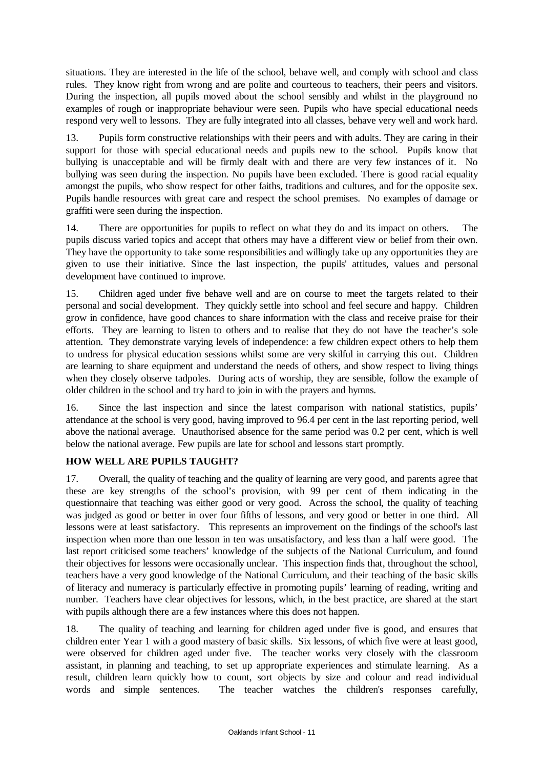situations. They are interested in the life of the school, behave well, and comply with school and class rules. They know right from wrong and are polite and courteous to teachers, their peers and visitors. During the inspection, all pupils moved about the school sensibly and whilst in the playground no examples of rough or inappropriate behaviour were seen. Pupils who have special educational needs respond very well to lessons. They are fully integrated into all classes, behave very well and work hard.

13. Pupils form constructive relationships with their peers and with adults. They are caring in their support for those with special educational needs and pupils new to the school. Pupils know that bullying is unacceptable and will be firmly dealt with and there are very few instances of it. No bullying was seen during the inspection. No pupils have been excluded. There is good racial equality amongst the pupils, who show respect for other faiths, traditions and cultures, and for the opposite sex. Pupils handle resources with great care and respect the school premises. No examples of damage or graffiti were seen during the inspection.

14. There are opportunities for pupils to reflect on what they do and its impact on others. The pupils discuss varied topics and accept that others may have a different view or belief from their own. They have the opportunity to take some responsibilities and willingly take up any opportunities they are given to use their initiative. Since the last inspection, the pupils' attitudes, values and personal development have continued to improve.

15. Children aged under five behave well and are on course to meet the targets related to their personal and social development. They quickly settle into school and feel secure and happy. Children grow in confidence, have good chances to share information with the class and receive praise for their efforts. They are learning to listen to others and to realise that they do not have the teacher's sole attention. They demonstrate varying levels of independence: a few children expect others to help them to undress for physical education sessions whilst some are very skilful in carrying this out. Children are learning to share equipment and understand the needs of others, and show respect to living things when they closely observe tadpoles. During acts of worship, they are sensible, follow the example of older children in the school and try hard to join in with the prayers and hymns.

16. Since the last inspection and since the latest comparison with national statistics, pupils' attendance at the school is very good, having improved to 96.4 per cent in the last reporting period, well above the national average. Unauthorised absence for the same period was 0.2 per cent, which is well below the national average. Few pupils are late for school and lessons start promptly.

**HOW WELL ARE PUPILS TAUGHT?**

17. Overall, the quality of teaching and the quality of learning are very good, and parents agree that these are key strengths of the school's provision, with 99 per cent of them indicating in the questionnaire that teaching was either good or very good. Across the school, the quality of teaching was judged as good or better in over four fifths of lessons, and very good or better in one third. All lessons were at least satisfactory. This represents an improvement on the findings of the school's last inspection when more than one lesson in ten was unsatisfactory, and less than a half were good. The last report criticised some teachers' knowledge of the subjects of the National Curriculum, and found their objectives for lessons were occasionally unclear. This inspection finds that, throughout the school, teachers have a very good knowledge of the National Curriculum, and their teaching of the basic skills of literacy and numeracy is particularly effective in promoting pupils' learning of reading, writing and number. Teachers have clear objectives for lessons, which, in the best practice, are shared at the start with pupils although there are a few instances where this does not happen.

18. The quality of teaching and learning for children aged under five is good, and ensures that children enter Year 1 with a good mastery of basic skills. Six lessons, of which five were at least good, were observed for children aged under five. The teacher works very closely with the classroom assistant, in planning and teaching, to set up appropriate experiences and stimulate learning. As a result, children learn quickly how to count, sort objects by size and colour and read individual words and simple sentences. The teacher watches the children's responses carefully,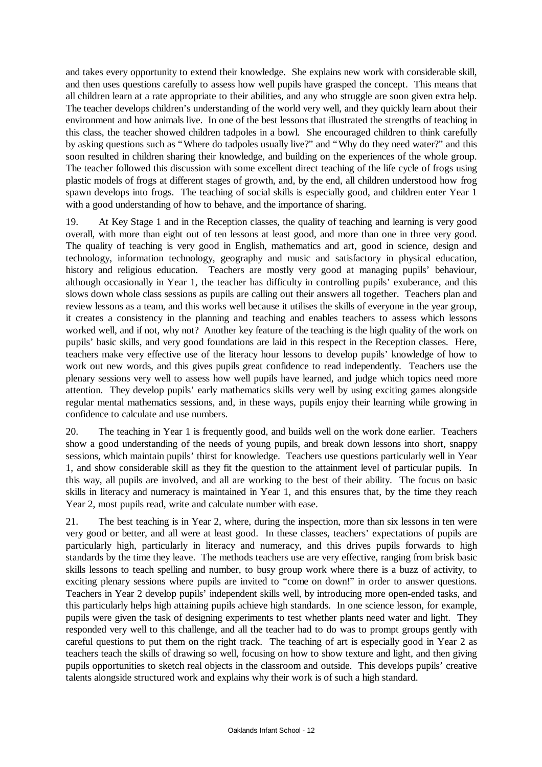and takes every opportunity to extend their knowledge. She explains new work with considerable skill, and then uses questions carefully to assess how well pupils have grasped the concept. This means that all children learn at a rate appropriate to their abilities, and any who struggle are soon given extra help. The teacher develops children's understanding of the world very well, and they quickly learn about their environment and how animals live. In one of the best lessons that illustrated the strengths of teaching in this class, the teacher showed children tadpoles in a bowl. She encouraged children to think carefully by asking questions such as "Where do tadpoles usually live?" and "Why do they need water?" and this soon resulted in children sharing their knowledge, and building on the experiences of the whole group. The teacher followed this discussion with some excellent direct teaching of the life cycle of frogs using plastic models of frogs at different stages of growth, and, by the end, all children understood how frog spawn develops into frogs. The teaching of social skills is especially good, and children enter Year 1 with a good understanding of how to behave, and the importance of sharing.

19. At Key Stage 1 and in the Reception classes, the quality of teaching and learning is very good overall, with more than eight out of ten lessons at least good, and more than one in three very good. The quality of teaching is very good in English, mathematics and art, good in science, design and technology, information technology, geography and music and satisfactory in physical education, history and religious education. Teachers are mostly very good at managing pupils' behaviour, although occasionally in Year 1, the teacher has difficulty in controlling pupils' exuberance, and this slows down whole class sessions as pupils are calling out their answers all together. Teachers plan and review lessons as a team, and this works well because it utilises the skills of everyone in the year group, it creates a consistency in the planning and teaching and enables teachers to assess which lessons worked well, and if not, why not? Another key feature of the teaching is the high quality of the work on pupils' basic skills, and very good foundations are laid in this respect in the Reception classes. Here, teachers make very effective use of the literacy hour lessons to develop pupils' knowledge of how to work out new words, and this gives pupils great confidence to read independently. Teachers use the plenary sessions very well to assess how well pupils have learned, and judge which topics need more attention. They develop pupils' early mathematics skills very well by using exciting games alongside regular mental mathematics sessions, and, in these ways, pupils enjoy their learning while growing in confidence to calculate and use numbers.

20. The teaching in Year 1 is frequently good, and builds well on the work done earlier. Teachers show a good understanding of the needs of young pupils, and break down lessons into short, snappy sessions, which maintain pupils' thirst for knowledge. Teachers use questions particularly well in Year 1, and show considerable skill as they fit the question to the attainment level of particular pupils. In this way, all pupils are involved, and all are working to the best of their ability. The focus on basic skills in literacy and numeracy is maintained in Year 1, and this ensures that, by the time they reach Year 2, most pupils read, write and calculate number with ease.

21. The best teaching is in Year 2, where, during the inspection, more than six lessons in ten were very good or better, and all were at least good. In these classes, teachers' expectations of pupils are particularly high, particularly in literacy and numeracy, and this drives pupils forwards to high standards by the time they leave. The methods teachers use are very effective, ranging from brisk basic skills lessons to teach spelling and number, to busy group work where there is a buzz of activity, to exciting plenary sessions where pupils are invited to "come on down!" in order to answer questions. Teachers in Year 2 develop pupils' independent skills well, by introducing more open-ended tasks, and this particularly helps high attaining pupils achieve high standards. In one science lesson, for example, pupils were given the task of designing experiments to test whether plants need water and light. They responded very well to this challenge, and all the teacher had to do was to prompt groups gently with careful questions to put them on the right track. The teaching of art is especially good in Year 2 as teachers teach the skills of drawing so well, focusing on how to show texture and light, and then giving pupils opportunities to sketch real objects in the classroom and outside. This develops pupils' creative talents alongside structured work and explains why their work is of such a high standard.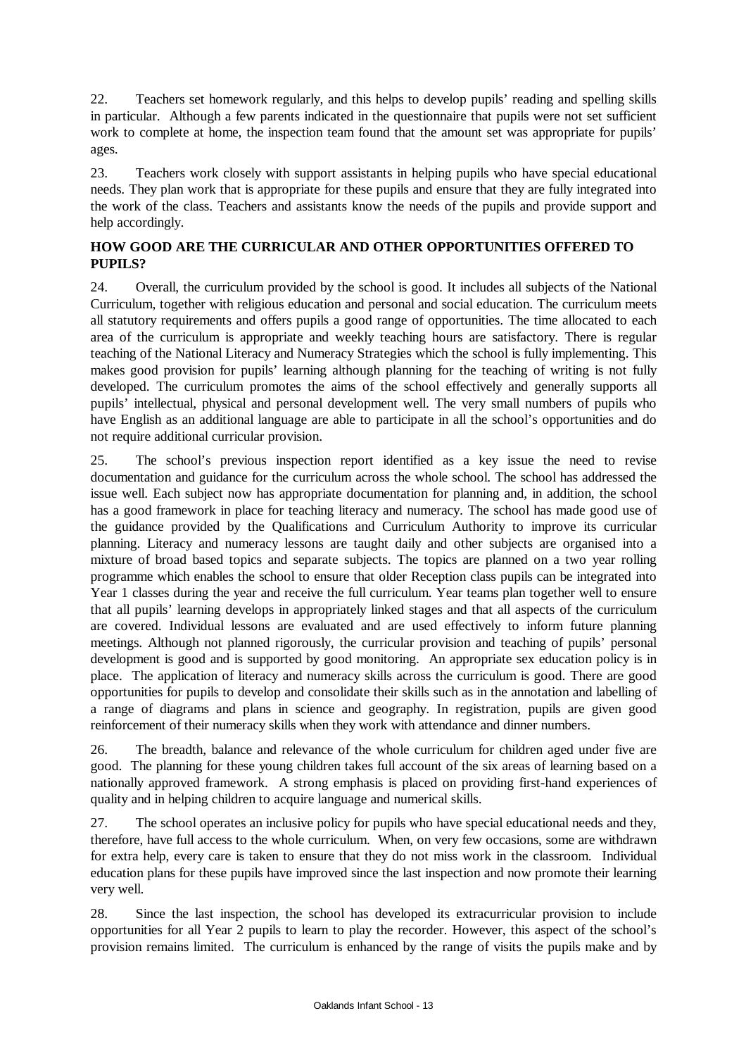22. Teachers set homework regularly, and this helps to develop pupils' reading and spelling skills in particular. Although a few parents indicated in the questionnaire that pupils were not set sufficient work to complete at home, the inspection team found that the amount set was appropriate for pupils' ages.

23. Teachers work closely with support assistants in helping pupils who have special educational needs. They plan work that is appropriate for these pupils and ensure that they are fully integrated into the work of the class. Teachers and assistants know the needs of the pupils and provide support and help accordingly.

**HOW GOOD ARE THE CURRICULAR AND OTHER OPPORTUNITIES OFFERED TO PUPILS?**

24. Overall, the curriculum provided by the school is good. It includes all subjects of the National Curriculum, together with religious education and personal and social education. The curriculum meets all statutory requirements and offers pupils a good range of opportunities. The time allocated to each area of the curriculum is appropriate and weekly teaching hours are satisfactory. There is regular teaching of the National Literacy and Numeracy Strategies which the school is fully implementing. This makes good provision for pupils' learning although planning for the teaching of writing is not fully developed. The curriculum promotes the aims of the school effectively and generally supports all pupils' intellectual, physical and personal development well. The very small numbers of pupils who have English as an additional language are able to participate in all the school's opportunities and do not require additional curricular provision.

25. The school's previous inspection report identified as a key issue the need to revise documentation and guidance for the curriculum across the whole school. The school has addressed the issue well. Each subject now has appropriate documentation for planning and, in addition, the school has a good framework in place for teaching literacy and numeracy. The school has made good use of the guidance provided by the Qualifications and Curriculum Authority to improve its curricular planning. Literacy and numeracy lessons are taught daily and other subjects are organised into a mixture of broad based topics and separate subjects. The topics are planned on a two year rolling programme which enables the school to ensure that older Reception class pupils can be integrated into Year 1 classes during the year and receive the full curriculum. Year teams plan together well to ensure that all pupils' learning develops in appropriately linked stages and that all aspects of the curriculum are covered. Individual lessons are evaluated and are used effectively to inform future planning meetings. Although not planned rigorously, the curricular provision and teaching of pupils' personal development is good and is supported by good monitoring. An appropriate sex education policy is in place. The application of literacy and numeracy skills across the curriculum is good. There are good opportunities for pupils to develop and consolidate their skills such as in the annotation and labelling of a range of diagrams and plans in science and geography. In registration, pupils are given good reinforcement of their numeracy skills when they work with attendance and dinner numbers.

26. The breadth, balance and relevance of the whole curriculum for children aged under five are good. The planning for these young children takes full account of the six areas of learning based on a nationally approved framework. A strong emphasis is placed on providing first-hand experiences of quality and in helping children to acquire language and numerical skills.

27. The school operates an inclusive policy for pupils who have special educational needs and they, therefore, have full access to the whole curriculum. When, on very few occasions, some are withdrawn for extra help, every care is taken to ensure that they do not miss work in the classroom. Individual education plans for these pupils have improved since the last inspection and now promote their learning very well.

28. Since the last inspection, the school has developed its extracurricular provision to include opportunities for all Year 2 pupils to learn to play the recorder. However, this aspect of the school's provision remains limited. The curriculum is enhanced by the range of visits the pupils make and by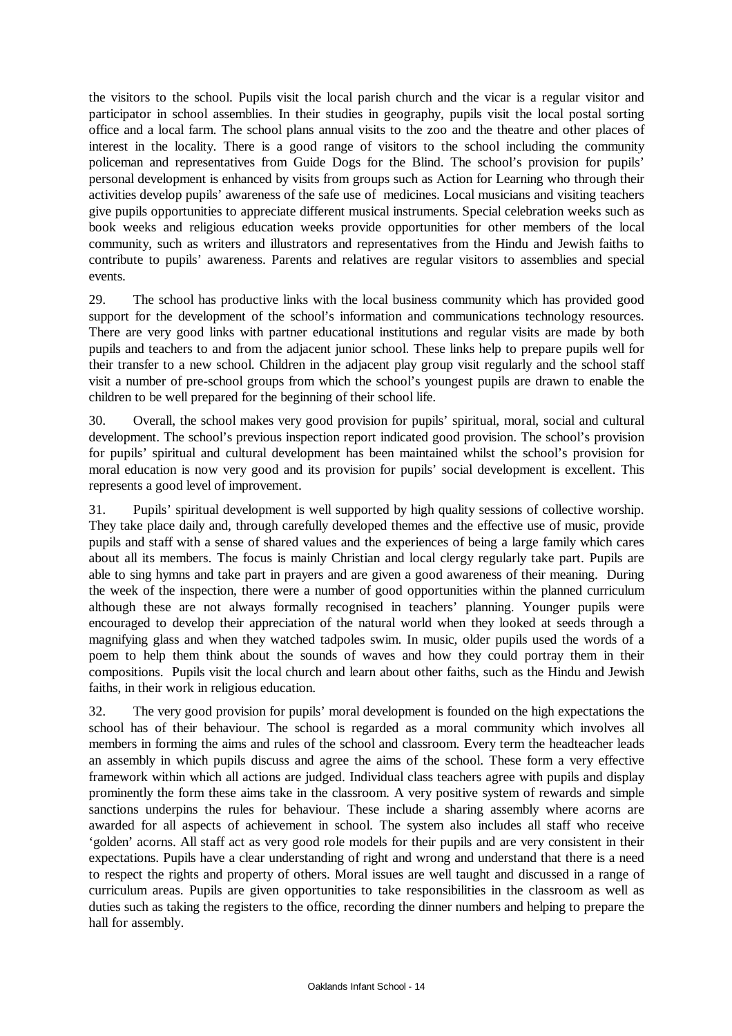the visitors to the school. Pupils visit the local parish church and the vicar is a regular visitor and participator in school assemblies. In their studies in geography, pupils visit the local postal sorting office and a local farm. The school plans annual visits to the zoo and the theatre and other places of interest in the locality. There is a good range of visitors to the school including the community policeman and representatives from Guide Dogs for the Blind. The school's provision for pupils' personal development is enhanced by visits from groups such as Action for Learning who through their activities develop pupils' awareness of the safe use of medicines. Local musicians and visiting teachers give pupils opportunities to appreciate different musical instruments. Special celebration weeks such as book weeks and religious education weeks provide opportunities for other members of the local community, such as writers and illustrators and representatives from the Hindu and Jewish faiths to contribute to pupils' awareness. Parents and relatives are regular visitors to assemblies and special events.

29. The school has productive links with the local business community which has provided good support for the development of the school's information and communications technology resources. There are very good links with partner educational institutions and regular visits are made by both pupils and teachers to and from the adjacent junior school. These links help to prepare pupils well for their transfer to a new school. Children in the adjacent play group visit regularly and the school staff visit a number of pre-school groups from which the school's youngest pupils are drawn to enable the children to be well prepared for the beginning of their school life.

30. Overall, the school makes very good provision for pupils' spiritual, moral, social and cultural development. The school's previous inspection report indicated good provision. The school's provision for pupils' spiritual and cultural development has been maintained whilst the school's provision for moral education is now very good and its provision for pupils' social development is excellent. This represents a good level of improvement.

31. Pupils' spiritual development is well supported by high quality sessions of collective worship. They take place daily and, through carefully developed themes and the effective use of music, provide pupils and staff with a sense of shared values and the experiences of being a large family which cares about all its members. The focus is mainly Christian and local clergy regularly take part. Pupils are able to sing hymns and take part in prayers and are given a good awareness of their meaning. During the week of the inspection, there were a number of good opportunities within the planned curriculum although these are not always formally recognised in teachers' planning. Younger pupils were encouraged to develop their appreciation of the natural world when they looked at seeds through a magnifying glass and when they watched tadpoles swim. In music, older pupils used the words of a poem to help them think about the sounds of waves and how they could portray them in their compositions. Pupils visit the local church and learn about other faiths, such as the Hindu and Jewish faiths, in their work in religious education.

32. The very good provision for pupils' moral development is founded on the high expectations the school has of their behaviour. The school is regarded as a moral community which involves all members in forming the aims and rules of the school and classroom. Every term the headteacher leads an assembly in which pupils discuss and agree the aims of the school. These form a very effective framework within which all actions are judged. Individual class teachers agree with pupils and display prominently the form these aims take in the classroom. A very positive system of rewards and simple sanctions underpins the rules for behaviour. These include a sharing assembly where acorns are awarded for all aspects of achievement in school. The system also includes all staff who receive 'golden' acorns. All staff act as very good role models for their pupils and are very consistent in their expectations. Pupils have a clear understanding of right and wrong and understand that there is a need to respect the rights and property of others. Moral issues are well taught and discussed in a range of curriculum areas. Pupils are given opportunities to take responsibilities in the classroom as well as duties such as taking the registers to the office, recording the dinner numbers and helping to prepare the hall for assembly.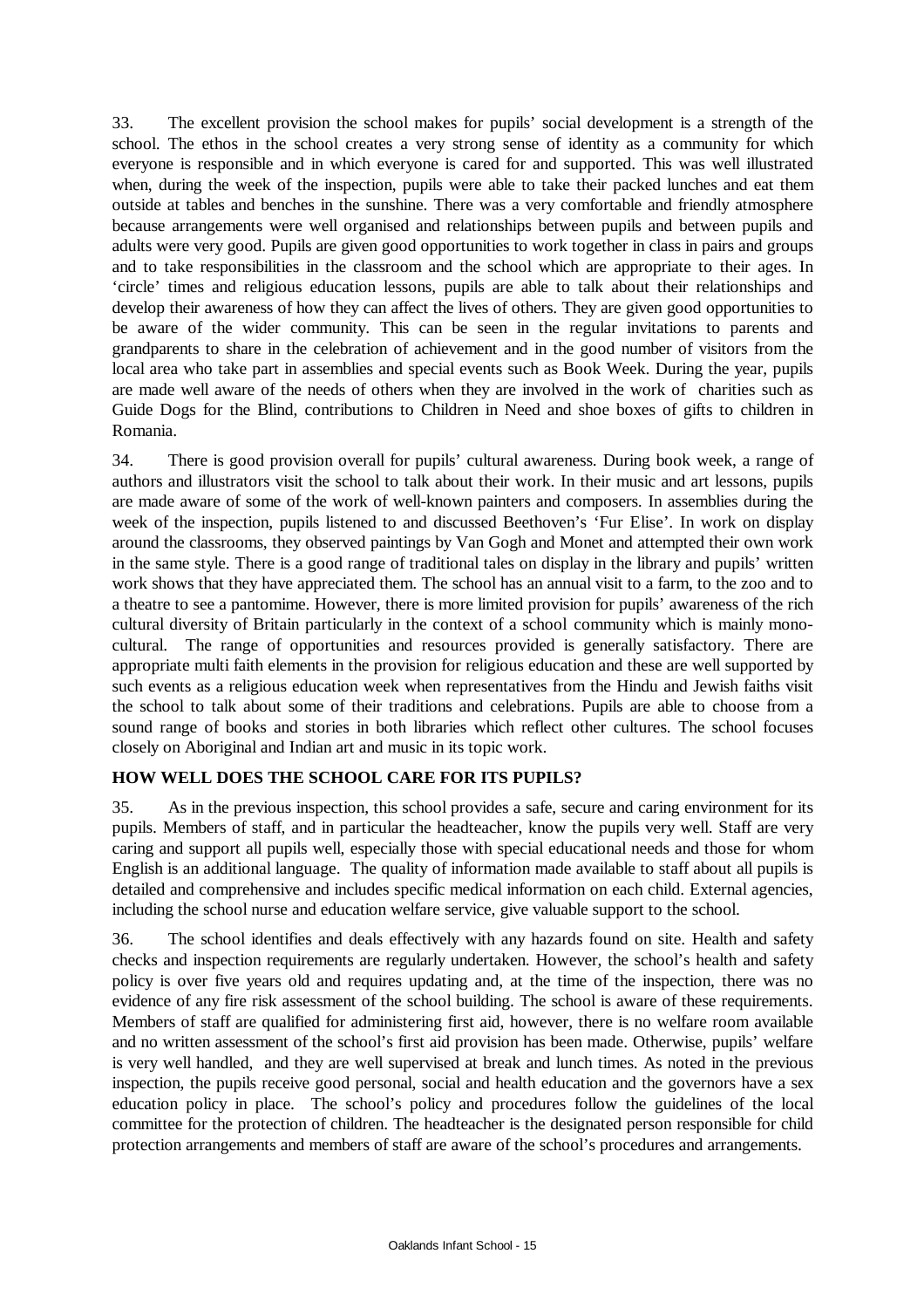33. The excellent provision the school makes for pupils' social development is a strength of the school. The ethos in the school creates a very strong sense of identity as a community for which everyone is responsible and in which everyone is cared for and supported. This was well illustrated when, during the week of the inspection, pupils were able to take their packed lunches and eat them outside at tables and benches in the sunshine. There was a very comfortable and friendly atmosphere because arrangements were well organised and relationships between pupils and between pupils and adults were very good. Pupils are given good opportunities to work together in class in pairs and groups and to take responsibilities in the classroom and the school which are appropriate to their ages. In 'circle' times and religious education lessons, pupils are able to talk about their relationships and develop their awareness of how they can affect the lives of others. They are given good opportunities to be aware of the wider community. This can be seen in the regular invitations to parents and grandparents to share in the celebration of achievement and in the good number of visitors from the local area who take part in assemblies and special events such as Book Week. During the year, pupils are made well aware of the needs of others when they are involved in the work of charities such as Guide Dogs for the Blind, contributions to Children in Need and shoe boxes of gifts to children in Romania.

34. There is good provision overall for pupils' cultural awareness. During book week, a range of authors and illustrators visit the school to talk about their work. In their music and art lessons, pupils are made aware of some of the work of well-known painters and composers. In assemblies during the week of the inspection, pupils listened to and discussed Beethoven's 'Fur Elise'. In work on display around the classrooms, they observed paintings by Van Gogh and Monet and attempted their own work in the same style. There is a good range of traditional tales on display in the library and pupils' written work shows that they have appreciated them. The school has an annual visit to a farm, to the zoo and to a theatre to see a pantomime. However, there is more limited provision for pupils' awareness of the rich cultural diversity of Britain particularly in the context of a school community which is mainly mono-cultural. The range of opportunities and resources provided is generally satisfactory. There are appropriate multi faith elements in the provision for religious education and these are well supported by such events as a religious education week when representatives from the Hindu and Jewish faiths visit the school to talk about some of their traditions and celebrations. Pupils are able to choose from a sound range of books and stories in both libraries which reflect other cultures. The school focuses closely on Aboriginal and Indian art and music in its topic work.

## HOW WELL DOES THE SCHOOL CARE FOR ITS PUPILS?

35. As in the previous inspection, this school provides a safe, secure and caring environment for its pupils. Members of staff, and in particular the headteacher, know the pupils very well. Staff are very caring and support all pupils well, especially those with special educational needs and those for whom English is an additional language. The quality of information made available to staff about all pupils is detailed and comprehensive and includes specific medical information on each child. External agencies, including the school nurse and education welfare service, give valuable support to the school.

36. The school identifies and deals effectively with any hazards found on site. Health and safety checks and inspection requirements are regularly undertaken. However, the school's health and safety policy is over five years old and requires updating and, at the time of the inspection, there was no evidence of any fire risk assessment of the school building. The school is aware of these requirements. Members of staff are qualified for administering first aid, however, there is no welfare room available and no written assessment of the school's first aid provision has been made. Otherwise, pupils' welfare is very well handled, and they are well supervised at break and lunch times. As noted in the previous inspection, the pupils receive good personal, social and health education and the governors have a sex education policy in place. The school's policy and procedures follow the guidelines of the local committee for the protection of children. The headteacher is the designated person responsible for child protection arrangements and members of staff are aware of the school's procedures and arrangements.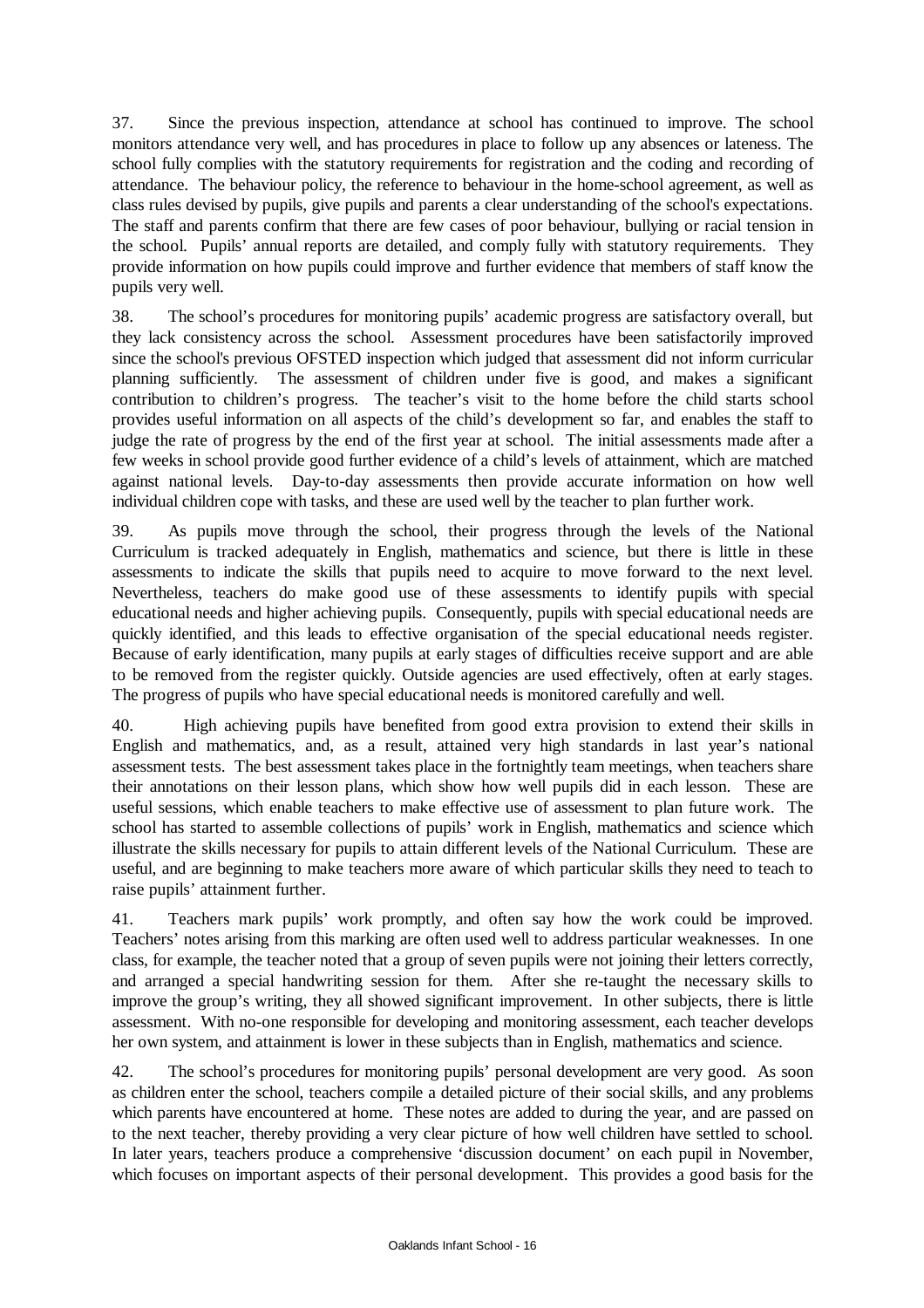37. Since the previous inspection, attendance at school has continued to improve. The school monitors attendance very well, and has procedures in place to follow up any absences or lateness. The school fully complies with the statutory requirements for registration and the coding and recording of attendance. The behaviour policy, the reference to behaviour in the home-school agreement, as well as class rules devised by pupils, give pupils and parents a clear understanding of the school's expectations. The staff and parents confirm that there are few cases of poor behaviour, bullying or racial tension in the school. Pupils' annual reports are detailed, and comply fully with statutory requirements. They provide information on how pupils could improve and further evidence that members of staff know the pupils very well.

38. The school's procedures for monitoring pupils' academic progress are satisfactory overall, but they lack consistency across the school. Assessment procedures have been satisfactorily improved since the school's previous OFSTED inspection which judged that assessment did not inform curricular planning sufficiently. The assessment of children under five is good, and makes a significant contribution to children's progress. The teacher's visit to the home before the child starts school provides useful information on all aspects of the child's development so far, and enables the staff to judge the rate of progress by the end of the first year at school. The initial assessments made after a few weeks in school provide good further evidence of a child's levels of attainment, which are matched against national levels. Day-to-day assessments then provide accurate information on how well individual children cope with tasks, and these are used well by the teacher to plan further work.

39. As pupils move through the school, their progress through the levels of the National Curriculum is tracked adequately in English, mathematics and science, but there is little in these assessments to indicate the skills that pupils need to acquire to move forward to the next level. Nevertheless, teachers do make good use of these assessments to identify pupils with special educational needs and higher achieving pupils. Consequently, pupils with special educational needs are quickly identified, and this leads to effective organisation of the special educational needs register. Because of early identification, many pupils at early stages of difficulties receive support and are able to be removed from the register quickly. Outside agencies are used effectively, often at early stages. The progress of pupils who have special educational needs is monitored carefully and well.

40. High achieving pupils have benefited from good extra provision to extend their skills in English and mathematics, and, as a result, attained very high standards in last year's national assessment tests. The best assessment takes place in the fortnightly team meetings, when teachers share their annotations on their lesson plans, which show how well pupils did in each lesson. These are useful sessions, which enable teachers to make effective use of assessment to plan future work. The school has started to assemble collections of pupils' work in English, mathematics and science which illustrate the skills necessary for pupils to attain different levels of the National Curriculum. These are useful, and are beginning to make teachers more aware of which particular skills they need to teach to raise pupils' attainment further.

41. Teachers mark pupils' work promptly, and often say how the work could be improved. Teachers' notes arising from this marking are often used well to address particular weaknesses. In one class, for example, the teacher noted that a group of seven pupils were not joining their letters correctly, and arranged a special handwriting session for them. After she re-taught the necessary skills to improve the group's writing, they all showed significant improvement. In other subjects, there is little assessment. With no-one responsible for developing and monitoring assessment, each teacher develops her own system, and attainment is lower in these subjects than in English, mathematics and science.

42. The school's procedures for monitoring pupils' personal development are very good. As soon as children enter the school, teachers compile a detailed picture of their social skills, and any problems which parents have encountered at home. These notes are added to during the year, and are passed on to the next teacher, thereby providing a very clear picture of how well children have settled to school. In later years, teachers produce a comprehensive 'discussion document' on each pupil in November, which focuses on important aspects of their personal development. This provides a good basis for the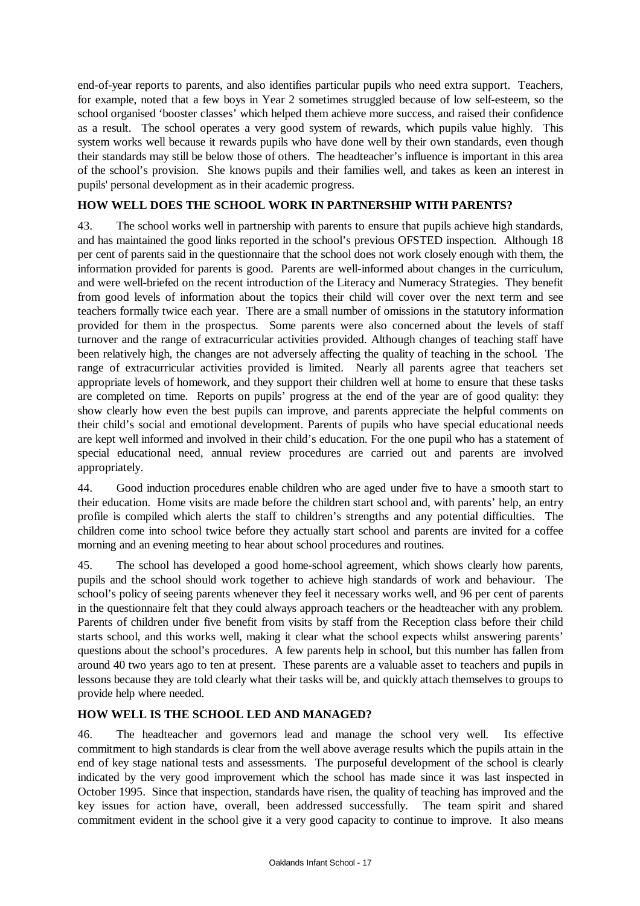end-of-year reports to parents, and also identifies particular pupils who need extra support. Teachers, for example, noted that a few boys in Year 2 sometimes struggled because of low self-esteem, so the school organised 'booster classes' which helped them achieve more success, and raised their confidence as a result. The school operates a very good system of rewards, which pupils value highly. This system works well because it rewards pupils who have done well by their own standards, even though their standards may still be below those of others. The headteacher's influence is important in this area of the school's provision. She knows pupils and their families well, and takes as keen an interest in pupils' personal development as in their academic progress.

## HOW WELL DOES THE SCHOOL WORK IN PARTNERSHIP WITH PARENTS?

43. The school works well in partnership with parents to ensure that pupils achieve high standards, and has maintained the good links reported in the school's previous OFSTED inspection. Although 18 per cent of parents said in the questionnaire that the school does not work closely enough with them, the information provided for parents is good. Parents are well-informed about changes in the curriculum, and were well-briefed on the recent introduction of the Literacy and Numeracy Strategies. They benefit from good levels of information about the topics their child will cover over the next term and see teachers formally twice each year. There are a small number of omissions in the statutory information provided for them in the prospectus. Some parents were also concerned about the levels of staff turnover and the range of extracurricular activities provided. Although changes of teaching staff have been relatively high, the changes are not adversely affecting the quality of teaching in the school. The range of extracurricular activities provided is limited. Nearly all parents agree that teachers set appropriate levels of homework, and they support their children well at home to ensure that these tasks are completed on time. Reports on pupils' progress at the end of the year are of good quality: they show clearly how even the best pupils can improve, and parents appreciate the helpful comments on their child's social and emotional development. Parents of pupils who have special educational needs are kept well informed and involved in their child's education. For the one pupil who has a statement of special educational need, annual review procedures are carried out and parents are involved appropriately.

44. Good induction procedures enable children who are aged under five to have a smooth start to their education. Home visits are made before the children start school and, with parents' help, an entry profile is compiled which alerts the staff to children's strengths and any potential difficulties. The children come into school twice before they actually start school and parents are invited for a coffee morning and an evening meeting to hear about school procedures and routines.

45. The school has developed a good home-school agreement, which shows clearly how parents, pupils and the school should work together to achieve high standards of work and behaviour. The school's policy of seeing parents whenever they feel it necessary works well, and 96 per cent of parents in the questionnaire felt that they could always approach teachers or the headteacher with any problem. Parents of children under five benefit from visits by staff from the Reception class before their child starts school, and this works well, making it clear what the school expects whilst answering parents' questions about the school's procedures. A few parents help in school, but this number has fallen from around 40 two years ago to ten at present. These parents are a valuable asset to teachers and pupils in lessons because they are told clearly what their tasks will be, and quickly attach themselves to groups to provide help where needed.

## HOW WELL IS THE SCHOOL LED AND MANAGED?

46. The headteacher and governors lead and manage the school very well. Its effective commitment to high standards is clear from the well above average results which the pupils attain in the end of key stage national tests and assessments. The purposeful development of the school is clearly indicated by the very good improvement which the school has made since it was last inspected in October 1995. Since that inspection, standards have risen, the quality of teaching has improved and the key issues for action have, overall, been addressed successfully. The team spirit and shared commitment evident in the school give it a very good capacity to continue to improve. It also means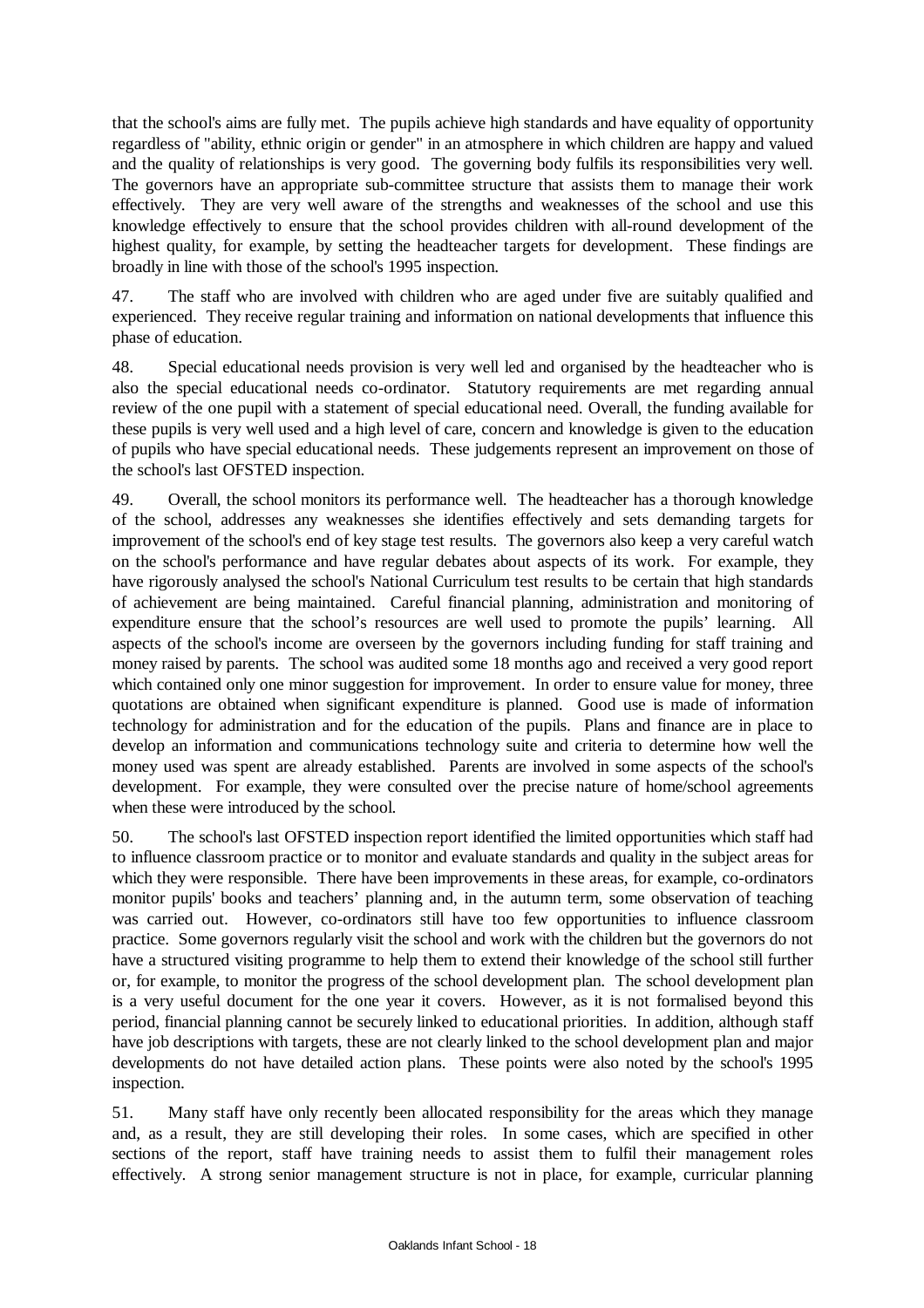that the school's aims are fully met. The pupils achieve high standards and have equality of opportunity regardless of "ability, ethnic origin or gender" in an atmosphere in which children are happy and valued and the quality of relationships is very good. The governing body fulfils its responsibilities very well. The governors have an appropriate sub-committee structure that assists them to manage their work effectively. They are very well aware of the strengths and weaknesses of the school and use this knowledge effectively to ensure that the school provides children with all-round development of the highest quality, for example, by setting the headteacher targets for development. These findings are broadly in line with those of the school's 1995 inspection.

47. The staff who are involved with children who are aged under five are suitably qualified and experienced. They receive regular training and information on national developments that influence this phase of education.

48. Special educational needs provision is very well led and organised by the headteacher who is also the special educational needs co-ordinator. Statutory requirements are met regarding annual review of the one pupil with a statement of special educational need. Overall, the funding available for these pupils is very well used and a high level of care, concern and knowledge is given to the education of pupils who have special educational needs. These judgements represent an improvement on those of the school's last OFSTED inspection.

49. Overall, the school monitors its performance well. The headteacher has a thorough knowledge of the school, addresses any weaknesses she identifies effectively and sets demanding targets for improvement of the school's end of key stage test results. The governors also keep a very careful watch on the school's performance and have regular debates about aspects of its work. For example, they have rigorously analysed the school's National Curriculum test results to be certain that high standards of achievement are being maintained. Careful financial planning, administration and monitoring of expenditure ensure that the school's resources are well used to promote the pupils' learning. All aspects of the school's income are overseen by the governors including funding for staff training and money raised by parents. The school was audited some 18 months ago and received a very good report which contained only one minor suggestion for improvement. In order to ensure value for money, three quotations are obtained when significant expenditure is planned. Good use is made of information technology for administration and for the education of the pupils. Plans and finance are in place to develop an information and communications technology suite and criteria to determine how well the money used was spent are already established. Parents are involved in some aspects of the school's development. For example, they were consulted over the precise nature of home/school agreements when these were introduced by the school.

50. The school's last OFSTED inspection report identified the limited opportunities which staff had to influence classroom practice or to monitor and evaluate standards and quality in the subject areas for which they were responsible. There have been improvements in these areas, for example, co-ordinators monitor pupils' books and teachers' planning and, in the autumn term, some observation of teaching was carried out. However, co-ordinators still have too few opportunities to influence classroom practice. Some governors regularly visit the school and work with the children but the governors do not have a structured visiting programme to help them to extend their knowledge of the school still further or, for example, to monitor the progress of the school development plan. The school development plan is a very useful document for the one year it covers. However, as it is not formalised beyond this period, financial planning cannot be securely linked to educational priorities. In addition, although staff have job descriptions with targets, these are not clearly linked to the school development plan and major developments do not have detailed action plans. These points were also noted by the school's 1995 inspection.

51. Many staff have only recently been allocated responsibility for the areas which they manage and, as a result, they are still developing their roles. In some cases, which are specified in other sections of the report, staff have training needs to assist them to fulfil their management roles effectively. A strong senior management structure is not in place, for example, curricular planning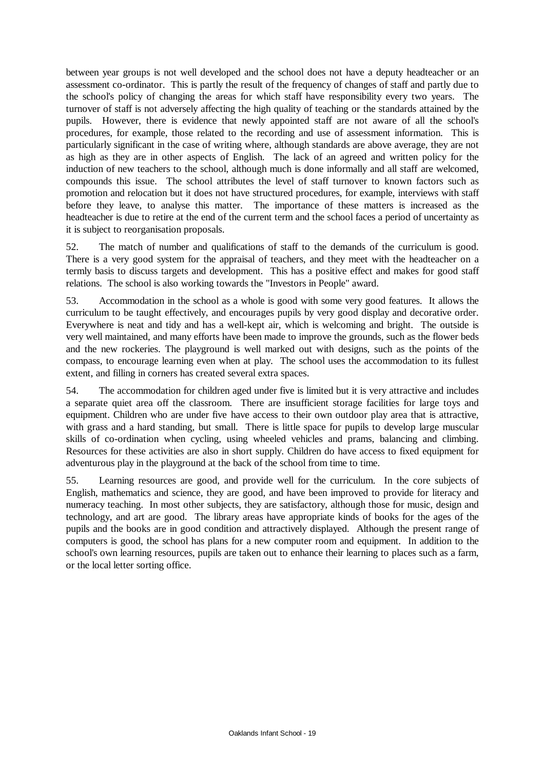between year groups is not well developed and the school does not have a deputy headteacher or an assessment co-ordinator. This is partly the result of the frequency of changes of staff and partly due to the school's policy of changing the areas for which staff have responsibility every two years. The turnover of staff is not adversely affecting the high quality of teaching or the standards attained by the pupils. However, there is evidence that newly appointed staff are not aware of all the school's procedures, for example, those related to the recording and use of assessment information. This is particularly significant in the case of writing where, although standards are above average, they are not as high as they are in other aspects of English. The lack of an agreed and written policy for the induction of new teachers to the school, although much is done informally and all staff are welcomed, compounds this issue. The school attributes the level of staff turnover to known factors such as promotion and relocation but it does not have structured procedures, for example, interviews with staff before they leave, to analyse this matter. The importance of these matters is increased as the headteacher is due to retire at the end of the current term and the school faces a period of uncertainty as it is subject to reorganisation proposals.

52. The match of number and qualifications of staff to the demands of the curriculum is good. There is a very good system for the appraisal of teachers, and they meet with the headteacher on a termly basis to discuss targets and development. This has a positive effect and makes for good staff relations. The school is also working towards the "Investors in People" award.

53. Accommodation in the school as a whole is good with some very good features. It allows the curriculum to be taught effectively, and encourages pupils by very good display and decorative order. Everywhere is neat and tidy and has a well-kept air, which is welcoming and bright. The outside is very well maintained, and many efforts have been made to improve the grounds, such as the flower beds and the new rockeries. The playground is well marked out with designs, such as the points of the compass, to encourage learning even when at play. The school uses the accommodation to its fullest extent, and filling in corners has created several extra spaces.

54. The accommodation for children aged under five is limited but it is very attractive and includes a separate quiet area off the classroom. There are insufficient storage facilities for large toys and equipment. Children who are under five have access to their own outdoor play area that is attractive, with grass and a hard standing, but small. There is little space for pupils to develop large muscular skills of co-ordination when cycling, using wheeled vehicles and prams, balancing and climbing. Resources for these activities are also in short supply. Children do have access to fixed equipment for adventurous play in the playground at the back of the school from time to time.

55. Learning resources are good, and provide well for the curriculum. In the core subjects of English, mathematics and science, they are good, and have been improved to provide for literacy and numeracy teaching. In most other subjects, they are satisfactory, although those for music, design and technology, and art are good. The library areas have appropriate kinds of books for the ages of the pupils and the books are in good condition and attractively displayed. Although the present range of computers is good, the school has plans for a new computer room and equipment. In addition to the school's own learning resources, pupils are taken out to enhance their learning to places such as a farm, or the local letter sorting office.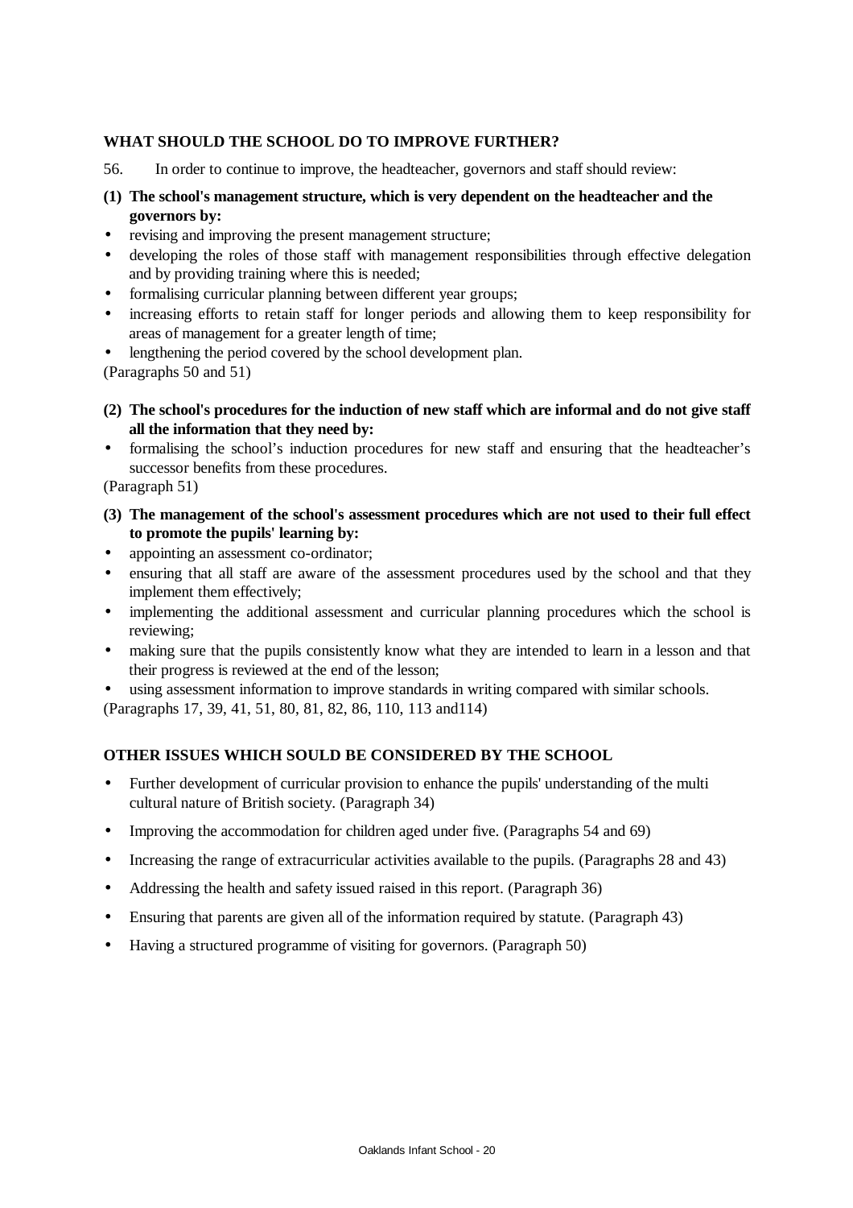## WHAT SHOULD THE SCHOOL DO TO IMPROVE FURTHER?

56. In order to continue to improve, the headteacher, governors and staff should review:

**(1) The school's management structure, which is very dependent on the headteacher and the governors by:**

- revising and improving the present management structure;
- developing the roles of those staff with management responsibilities through effective delegation and by providing training where this is needed;
- formalising curricular planning between different year groups;
- increasing efforts to retain staff for longer periods and allowing them to keep responsibility for areas of management for a greater length of time;
- lengthening the period covered by the school development plan.

(Paragraphs 50 and 51)

**(2) The school's procedures for the induction of new staff which are informal and do not give staff all the information that they need by:**

- formalising the school's induction procedures for new staff and ensuring that the headteacher's successor benefits from these procedures.

(Paragraph 51)

**(3) The management of the school's assessment procedures which are not used to their full effect to promote the pupils' learning by:**

- appointing an assessment co-ordinator;
- ensuring that all staff are aware of the assessment procedures used by the school and that they implement them effectively;
- implementing the additional assessment and curricular planning procedures which the school is reviewing;
- making sure that the pupils consistently know what they are intended to learn in a lesson and that their progress is reviewed at the end of the lesson;
- using assessment information to improve standards in writing compared with similar schools.

(Paragraphs 17, 39, 41, 51, 80, 81, 82, 86, 110, 113 and114)

## OTHER ISSUES WHICH SOULD BE CONSIDERED BY THE SCHOOL

- Further development of curricular provision to enhance the pupils' understanding of the multi cultural nature of British society. (Paragraph 34)
- Improving the accommodation for children aged under five. (Paragraphs 54 and 69)
- Increasing the range of extracurricular activities available to the pupils. (Paragraphs 28 and 43)
- Addressing the health and safety issued raised in this report. (Paragraph 36)
- Ensuring that parents are given all of the information required by statute. (Paragraph 43)
- Having a structured programme of visiting for governors. (Paragraph 50)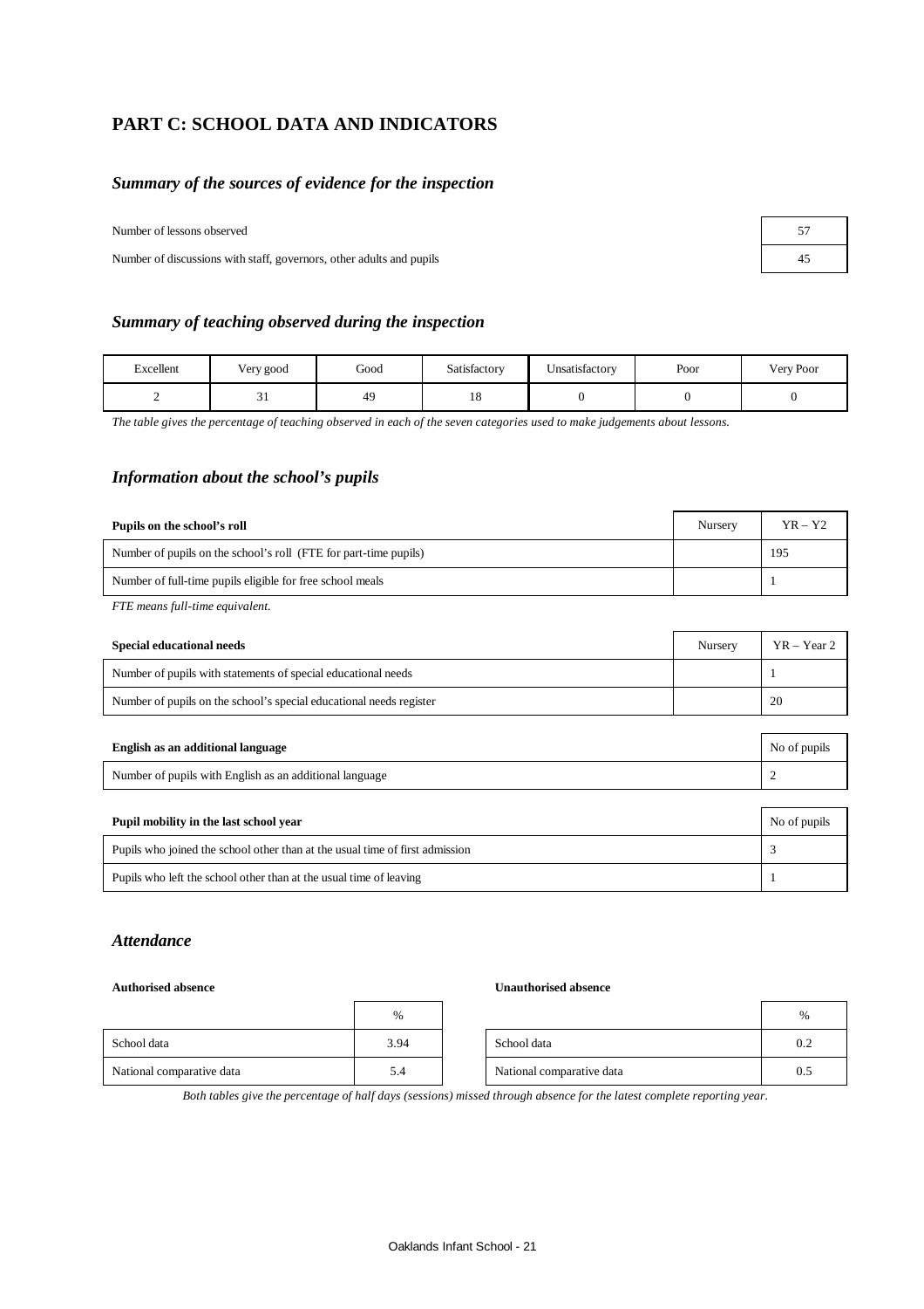## PART C: SCHOOL DATA AND INDICATORS

### *Summary of the sources of evidence for the inspection*

| | |
|---|---|
| Number of lessons observed | 57 |
| Number of discussions with staff, governors, other adults and pupils | 45 |

### *Summary of teaching observed during the inspection*

| Excellent | Very good | Good | Satisfactory | Unsatisfactory | Poor | Very Poor |
|---|---|---|---|---|---|---|
| 2 | 31 | 49 | 18 | 0 | 0 | 0 |

*The table gives the percentage of teaching observed in each of the seven categories used to make judgements about lessons.*

### *Information about the school's pupils*

| **Pupils on the school's roll** | Nursery | YR – Y2 |
|---|---|---|
| Number of pupils on the school's roll (FTE for part-time pupils) | | 195 |
| Number of full-time pupils eligible for free school meals | | 1 |

*FTE means full-time equivalent.*

| **Special educational needs** | Nursery | YR – Year 2 |
|---|---|---|
| Number of pupils with statements of special educational needs | | 1 |
| Number of pupils on the school's special educational needs register | | 20 |

| **English as an additional language** | No of pupils |
|---|---|
| Number of pupils with English as an additional language | 2 |

| **Pupil mobility in the last school year** | No of pupils |
|---|---|
| Pupils who joined the school other than at the usual time of first admission | 3 |
| Pupils who left the school other than at the usual time of leaving | 1 |

### *Attendance*

**Authorised absence**

| | % |
|---|---|
| School data | 3.94 |
| National comparative data | 5.4 |

**Unauthorised absence**

| | % |
|---|---|
| School data | 0.2 |
| National comparative data | 0.5 |

*Both tables give the percentage of half days (sessions) missed through absence for the latest complete reporting year.*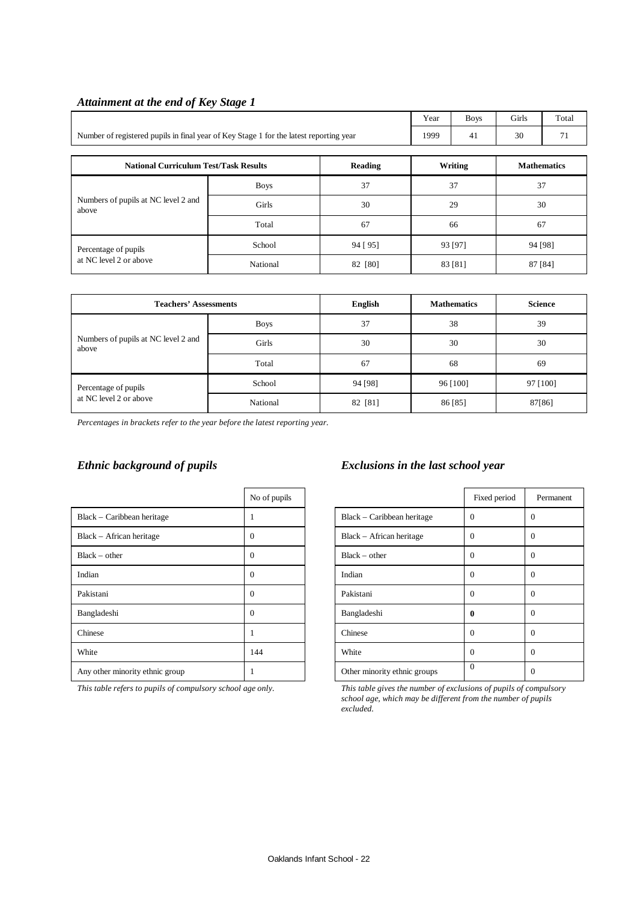### *Attainment at the end of Key Stage 1*

| | Year | Boys | Girls | Total |
|---|---|---|---|---|
| Number of registered pupils in final year of Key Stage 1 for the latest reporting year | 1999 | 41 | 30 | 71 |

| National Curriculum Test/Task Results | | Reading | Writing | Mathematics |
|---|---|---|---|---|
| Numbers of pupils at NC level 2 and above | Boys | 37 | 37 | 37 |
| | Girls | 30 | 29 | 30 |
| | Total | 67 | 66 | 67 |
| Percentage of pupils at NC level 2 or above | School | 94 [ 95] | 93 [97] | 94 [98] |
| | National | 82 [80] | 83 [81] | 87 [84] |

| Teachers' Assessments | | English | Mathematics | Science |
|---|---|---|---|---|
| Numbers of pupils at NC level 2 and above | Boys | 37 | 38 | 39 |
| | Girls | 30 | 30 | 30 |
| | Total | 67 | 68 | 69 |
| Percentage of pupils at NC level 2 or above | School | 94 [98] | 96 [100] | 97 [100] |
| | National | 82 [81] | 86 [85] | 87[86] |

*Percentages in brackets refer to the year before the latest reporting year.*

### *Ethnic background of pupils*

| | No of pupils |
|---|---|
| Black – Caribbean heritage | 1 |
| Black – African heritage | 0 |
| Black – other | 0 |
| Indian | 0 |
| Pakistani | 0 |
| Bangladeshi | 0 |
| Chinese | 1 |
| White | 144 |
| Any other minority ethnic group | 1 |

*This table refers to pupils of compulsory school age only.*

### *Exclusions in the last school year*

| | Fixed period | Permanent |
|---|---|---|
| Black – Caribbean heritage | 0 | 0 |
| Black – African heritage | 0 | 0 |
| Black – other | 0 | 0 |
| Indian | 0 | 0 |
| Pakistani | 0 | 0 |
| Bangladeshi | **0** | 0 |
| Chinese | 0 | 0 |
| White | 0 | 0 |
| Other minority ethnic groups | 0 | 0 |

*This table gives the number of exclusions of pupils of compulsory school age, which may be different from the number of pupils excluded.*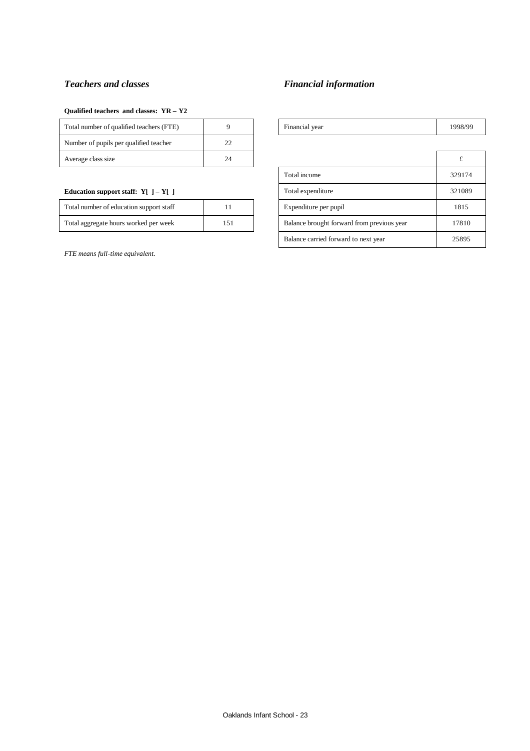## *Teachers and classes*

**Qualified teachers and classes: YR – Y2**

| | |
|---|---|
| Total number of qualified teachers (FTE) | 9 |
| Number of pupils per qualified teacher | 22 |
| Average class size | 24 |

**Education support staff: Y[ ] – Y[ ]**

| | |
|---|---|
| Total number of education support staff | 11 |
| Total aggregate hours worked per week | 151 |

*FTE means full-time equivalent.*

## *Financial information*

| | |
|---|---|
| Financial year | 1998/99 |

| | £ |
|---|---|
| Total income | 329174 |
| Total expenditure | 321089 |
| Expenditure per pupil | 1815 |
| Balance brought forward from previous year | 17810 |
| Balance carried forward to next year | 25895 |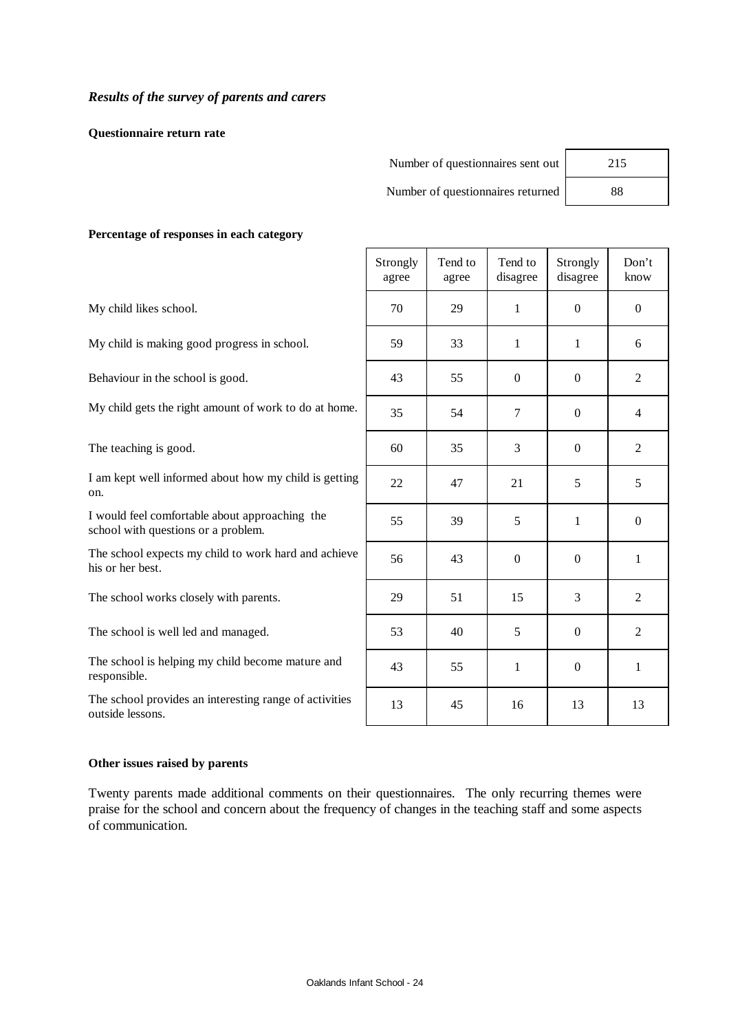### *Results of the survey of parents and carers*

**Questionnaire return rate**

| | |
|---|---|
| Number of questionnaires sent out | 215 |
| Number of questionnaires returned | 88 |

**Percentage of responses in each category**

| | Strongly agree | Tend to agree | Tend to disagree | Strongly disagree | Don't know |
|---|---|---|---|---|---|
| My child likes school. | 70 | 29 | 1 | 0 | 0 |
| My child is making good progress in school. | 59 | 33 | 1 | 1 | 6 |
| Behaviour in the school is good. | 43 | 55 | 0 | 0 | 2 |
| My child gets the right amount of work to do at home. | 35 | 54 | 7 | 0 | 4 |
| The teaching is good. | 60 | 35 | 3 | 0 | 2 |
| I am kept well informed about how my child is getting on. | 22 | 47 | 21 | 5 | 5 |
| I would feel comfortable about approaching the school with questions or a problem. | 55 | 39 | 5 | 1 | 0 |
| The school expects my child to work hard and achieve his or her best. | 56 | 43 | 0 | 0 | 1 |
| The school works closely with parents. | 29 | 51 | 15 | 3 | 2 |
| The school is well led and managed. | 53 | 40 | 5 | 0 | 2 |
| The school is helping my child become mature and responsible. | 43 | 55 | 1 | 0 | 1 |
| The school provides an interesting range of activities outside lessons. | 13 | 45 | 16 | 13 | 13 |

**Other issues raised by parents**

Twenty parents made additional comments on their questionnaires. The only recurring themes were praise for the school and concern about the frequency of changes in the teaching staff and some aspects of communication.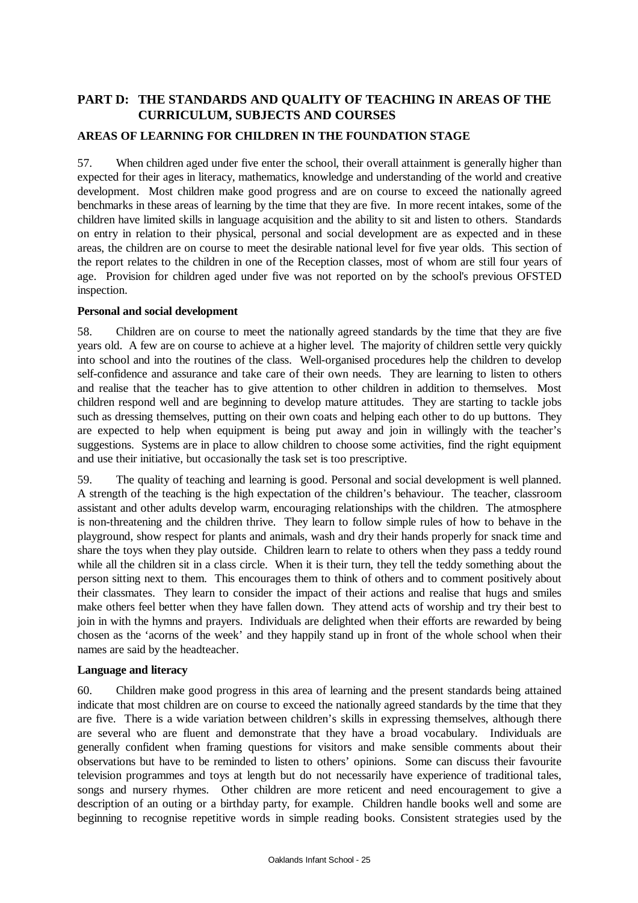## PART D: THE STANDARDS AND QUALITY OF TEACHING IN AREAS OF THE CURRICULUM, SUBJECTS AND COURSES

### AREAS OF LEARNING FOR CHILDREN IN THE FOUNDATION STAGE

57. When children aged under five enter the school, their overall attainment is generally higher than expected for their ages in literacy, mathematics, knowledge and understanding of the world and creative development. Most children make good progress and are on course to exceed the nationally agreed benchmarks in these areas of learning by the time that they are five. In more recent intakes, some of the children have limited skills in language acquisition and the ability to sit and listen to others. Standards on entry in relation to their physical, personal and social development are as expected and in these areas, the children are on course to meet the desirable national level for five year olds. This section of the report relates to the children in one of the Reception classes, most of whom are still four years of age. Provision for children aged under five was not reported on by the school's previous OFSTED inspection.

**Personal and social development**

58. Children are on course to meet the nationally agreed standards by the time that they are five years old. A few are on course to achieve at a higher level. The majority of children settle very quickly into school and into the routines of the class. Well-organised procedures help the children to develop self-confidence and assurance and take care of their own needs. They are learning to listen to others and realise that the teacher has to give attention to other children in addition to themselves. Most children respond well and are beginning to develop mature attitudes. They are starting to tackle jobs such as dressing themselves, putting on their own coats and helping each other to do up buttons. They are expected to help when equipment is being put away and join in willingly with the teacher's suggestions. Systems are in place to allow children to choose some activities, find the right equipment and use their initiative, but occasionally the task set is too prescriptive.

59. The quality of teaching and learning is good. Personal and social development is well planned. A strength of the teaching is the high expectation of the children's behaviour. The teacher, classroom assistant and other adults develop warm, encouraging relationships with the children. The atmosphere is non-threatening and the children thrive. They learn to follow simple rules of how to behave in the playground, show respect for plants and animals, wash and dry their hands properly for snack time and share the toys when they play outside. Children learn to relate to others when they pass a teddy round while all the children sit in a class circle. When it is their turn, they tell the teddy something about the person sitting next to them. This encourages them to think of others and to comment positively about their classmates. They learn to consider the impact of their actions and realise that hugs and smiles make others feel better when they have fallen down. They attend acts of worship and try their best to join in with the hymns and prayers. Individuals are delighted when their efforts are rewarded by being chosen as the 'acorns of the week' and they happily stand up in front of the whole school when their names are said by the headteacher.

**Language and literacy**

60. Children make good progress in this area of learning and the present standards being attained indicate that most children are on course to exceed the nationally agreed standards by the time that they are five. There is a wide variation between children's skills in expressing themselves, although there are several who are fluent and demonstrate that they have a broad vocabulary. Individuals are generally confident when framing questions for visitors and make sensible comments about their observations but have to be reminded to listen to others' opinions. Some can discuss their favourite television programmes and toys at length but do not necessarily have experience of traditional tales, songs and nursery rhymes. Other children are more reticent and need encouragement to give a description of an outing or a birthday party, for example. Children handle books well and some are beginning to recognise repetitive words in simple reading books. Consistent strategies used by the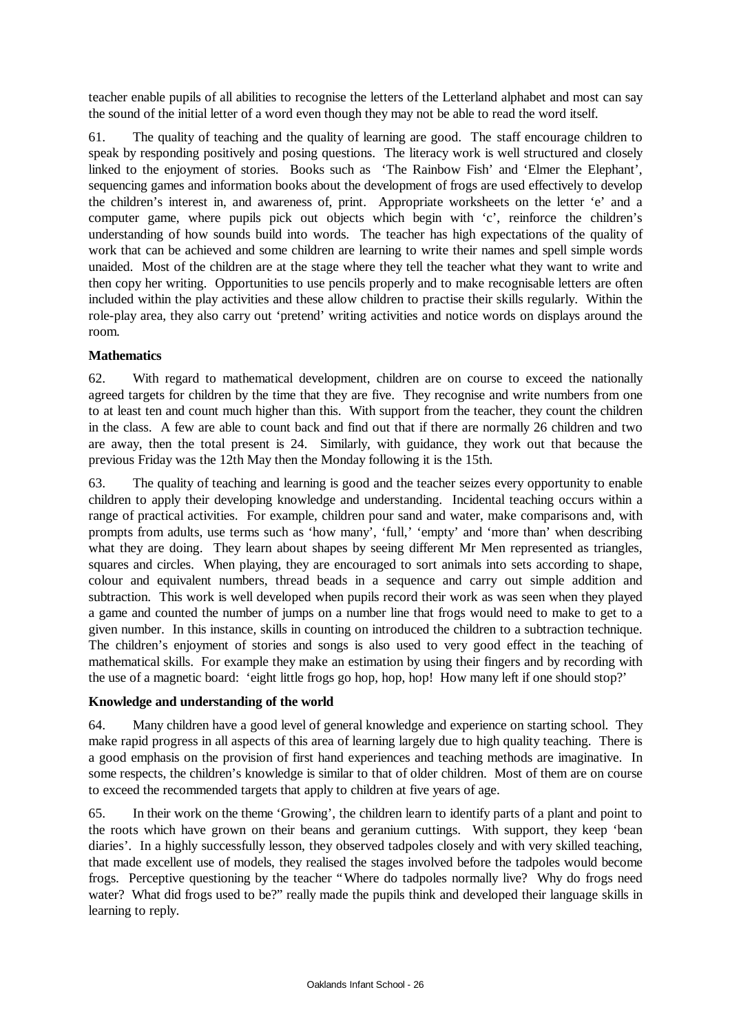teacher enable pupils of all abilities to recognise the letters of the Letterland alphabet and most can say the sound of the initial letter of a word even though they may not be able to read the word itself.

61. The quality of teaching and the quality of learning are good. The staff encourage children to speak by responding positively and posing questions. The literacy work is well structured and closely linked to the enjoyment of stories. Books such as 'The Rainbow Fish' and 'Elmer the Elephant', sequencing games and information books about the development of frogs are used effectively to develop the children's interest in, and awareness of, print. Appropriate worksheets on the letter 'e' and a computer game, where pupils pick out objects which begin with 'c', reinforce the children's understanding of how sounds build into words. The teacher has high expectations of the quality of work that can be achieved and some children are learning to write their names and spell simple words unaided. Most of the children are at the stage where they tell the teacher what they want to write and then copy her writing. Opportunities to use pencils properly and to make recognisable letters are often included within the play activities and these allow children to practise their skills regularly. Within the role-play area, they also carry out 'pretend' writing activities and notice words on displays around the room.

**Mathematics**

62. With regard to mathematical development, children are on course to exceed the nationally agreed targets for children by the time that they are five. They recognise and write numbers from one to at least ten and count much higher than this. With support from the teacher, they count the children in the class. A few are able to count back and find out that if there are normally 26 children and two are away, then the total present is 24. Similarly, with guidance, they work out that because the previous Friday was the 12th May then the Monday following it is the 15th.

63. The quality of teaching and learning is good and the teacher seizes every opportunity to enable children to apply their developing knowledge and understanding. Incidental teaching occurs within a range of practical activities. For example, children pour sand and water, make comparisons and, with prompts from adults, use terms such as 'how many', 'full,' 'empty' and 'more than' when describing what they are doing. They learn about shapes by seeing different Mr Men represented as triangles, squares and circles. When playing, they are encouraged to sort animals into sets according to shape, colour and equivalent numbers, thread beads in a sequence and carry out simple addition and subtraction. This work is well developed when pupils record their work as was seen when they played a game and counted the number of jumps on a number line that frogs would need to make to get to a given number. In this instance, skills in counting on introduced the children to a subtraction technique. The children's enjoyment of stories and songs is also used to very good effect in the teaching of mathematical skills. For example they make an estimation by using their fingers and by recording with the use of a magnetic board: 'eight little frogs go hop, hop, hop! How many left if one should stop?'

**Knowledge and understanding of the world**

64. Many children have a good level of general knowledge and experience on starting school. They make rapid progress in all aspects of this area of learning largely due to high quality teaching. There is a good emphasis on the provision of first hand experiences and teaching methods are imaginative. In some respects, the children's knowledge is similar to that of older children. Most of them are on course to exceed the recommended targets that apply to children at five years of age.

65. In their work on the theme 'Growing', the children learn to identify parts of a plant and point to the roots which have grown on their beans and geranium cuttings. With support, they keep 'bean diaries'. In a highly successfully lesson, they observed tadpoles closely and with very skilled teaching, that made excellent use of models, they realised the stages involved before the tadpoles would become frogs. Perceptive questioning by the teacher "Where do tadpoles normally live? Why do frogs need water? What did frogs used to be?" really made the pupils think and developed their language skills in learning to reply.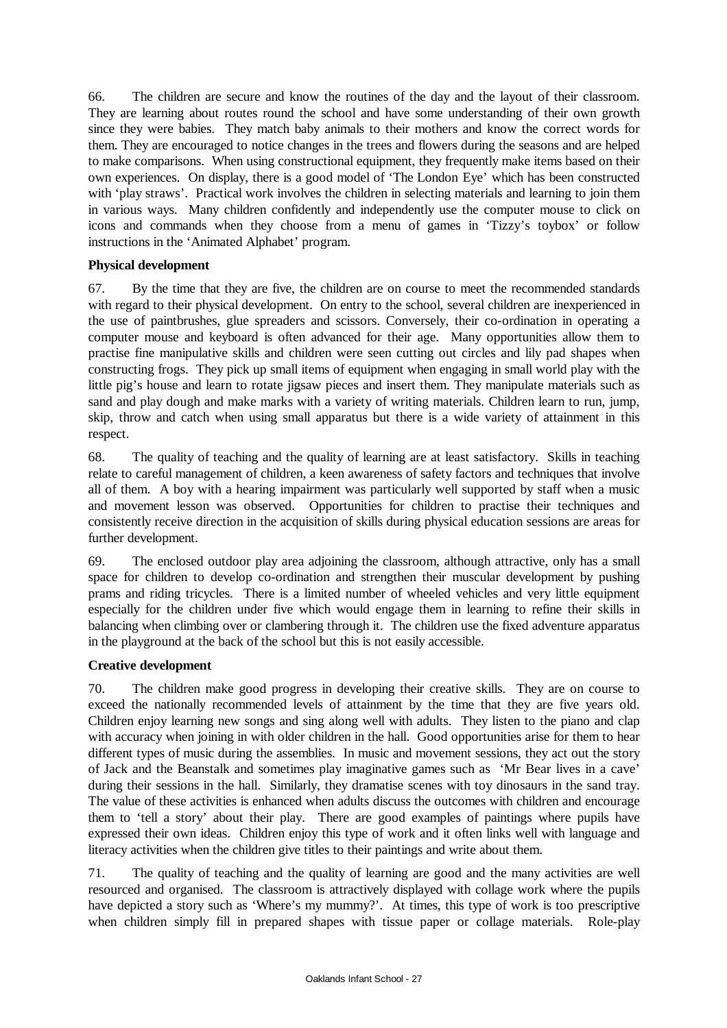66. The children are secure and know the routines of the day and the layout of their classroom. They are learning about routes round the school and have some understanding of their own growth since they were babies. They match baby animals to their mothers and know the correct words for them. They are encouraged to notice changes in the trees and flowers during the seasons and are helped to make comparisons. When using constructional equipment, they frequently make items based on their own experiences. On display, there is a good model of 'The London Eye' which has been constructed with 'play straws'. Practical work involves the children in selecting materials and learning to join them in various ways. Many children confidently and independently use the computer mouse to click on icons and commands when they choose from a menu of games in 'Tizzy's toybox' or follow instructions in the 'Animated Alphabet' program.

**Physical development**

67. By the time that they are five, the children are on course to meet the recommended standards with regard to their physical development. On entry to the school, several children are inexperienced in the use of paintbrushes, glue spreaders and scissors. Conversely, their co-ordination in operating a computer mouse and keyboard is often advanced for their age. Many opportunities allow them to practise fine manipulative skills and children were seen cutting out circles and lily pad shapes when constructing frogs. They pick up small items of equipment when engaging in small world play with the little pig's house and learn to rotate jigsaw pieces and insert them. They manipulate materials such as sand and play dough and make marks with a variety of writing materials. Children learn to run, jump, skip, throw and catch when using small apparatus but there is a wide variety of attainment in this respect.

68. The quality of teaching and the quality of learning are at least satisfactory. Skills in teaching relate to careful management of children, a keen awareness of safety factors and techniques that involve all of them. A boy with a hearing impairment was particularly well supported by staff when a music and movement lesson was observed. Opportunities for children to practise their techniques and consistently receive direction in the acquisition of skills during physical education sessions are areas for further development.

69. The enclosed outdoor play area adjoining the classroom, although attractive, only has a small space for children to develop co-ordination and strengthen their muscular development by pushing prams and riding tricycles. There is a limited number of wheeled vehicles and very little equipment especially for the children under five which would engage them in learning to refine their skills in balancing when climbing over or clambering through it. The children use the fixed adventure apparatus in the playground at the back of the school but this is not easily accessible.

**Creative development**

70. The children make good progress in developing their creative skills. They are on course to exceed the nationally recommended levels of attainment by the time that they are five years old. Children enjoy learning new songs and sing along well with adults. They listen to the piano and clap with accuracy when joining in with older children in the hall. Good opportunities arise for them to hear different types of music during the assemblies. In music and movement sessions, they act out the story of Jack and the Beanstalk and sometimes play imaginative games such as 'Mr Bear lives in a cave' during their sessions in the hall. Similarly, they dramatise scenes with toy dinosaurs in the sand tray. The value of these activities is enhanced when adults discuss the outcomes with children and encourage them to 'tell a story' about their play. There are good examples of paintings where pupils have expressed their own ideas. Children enjoy this type of work and it often links well with language and literacy activities when the children give titles to their paintings and write about them.

71. The quality of teaching and the quality of learning are good and the many activities are well resourced and organised. The classroom is attractively displayed with collage work where the pupils have depicted a story such as 'Where's my mummy?'. At times, this type of work is too prescriptive when children simply fill in prepared shapes with tissue paper or collage materials. Role-play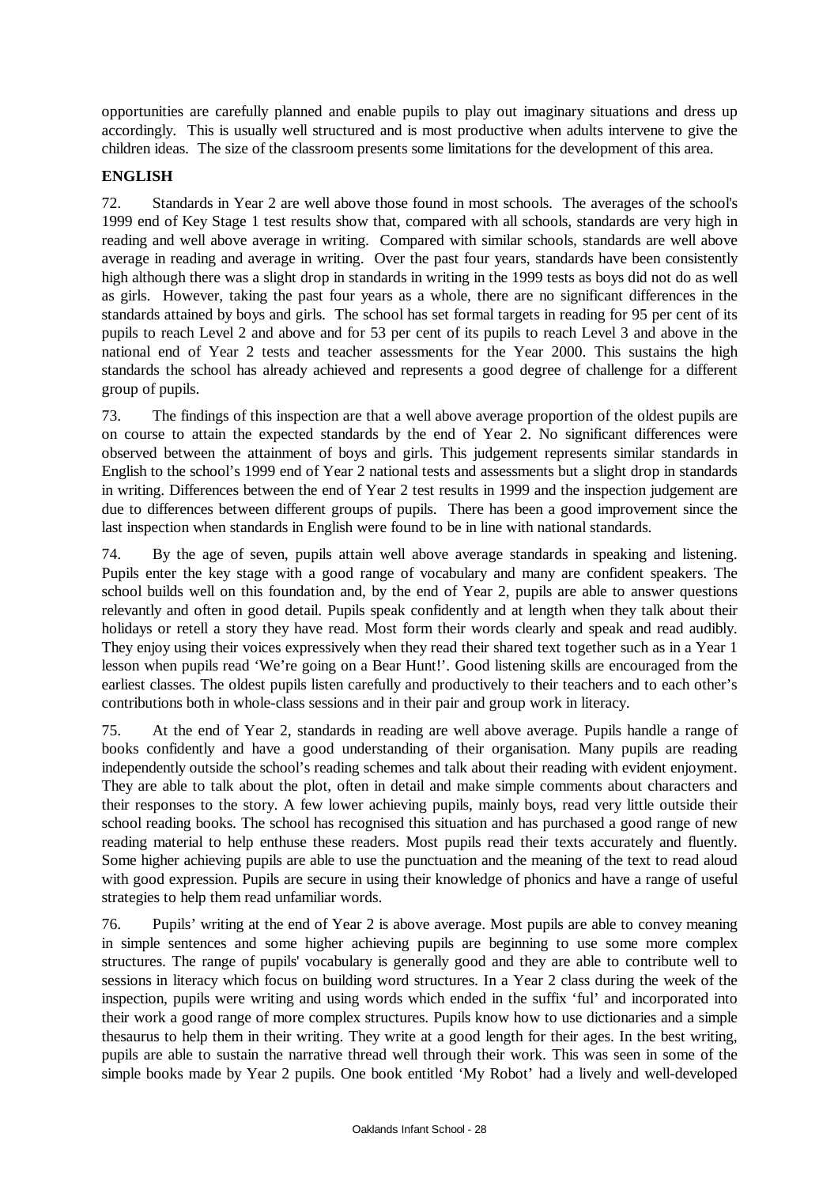opportunities are carefully planned and enable pupils to play out imaginary situations and dress up accordingly. This is usually well structured and is most productive when adults intervene to give the children ideas. The size of the classroom presents some limitations for the development of this area.

## ENGLISH

72. Standards in Year 2 are well above those found in most schools. The averages of the school's 1999 end of Key Stage 1 test results show that, compared with all schools, standards are very high in reading and well above average in writing. Compared with similar schools, standards are well above average in reading and average in writing. Over the past four years, standards have been consistently high although there was a slight drop in standards in writing in the 1999 tests as boys did not do as well as girls. However, taking the past four years as a whole, there are no significant differences in the standards attained by boys and girls. The school has set formal targets in reading for 95 per cent of its pupils to reach Level 2 and above and for 53 per cent of its pupils to reach Level 3 and above in the national end of Year 2 tests and teacher assessments for the Year 2000. This sustains the high standards the school has already achieved and represents a good degree of challenge for a different group of pupils.

73. The findings of this inspection are that a well above average proportion of the oldest pupils are on course to attain the expected standards by the end of Year 2. No significant differences were observed between the attainment of boys and girls. This judgement represents similar standards in English to the school's 1999 end of Year 2 national tests and assessments but a slight drop in standards in writing. Differences between the end of Year 2 test results in 1999 and the inspection judgement are due to differences between different groups of pupils. There has been a good improvement since the last inspection when standards in English were found to be in line with national standards.

74. By the age of seven, pupils attain well above average standards in speaking and listening. Pupils enter the key stage with a good range of vocabulary and many are confident speakers. The school builds well on this foundation and, by the end of Year 2, pupils are able to answer questions relevantly and often in good detail. Pupils speak confidently and at length when they talk about their holidays or retell a story they have read. Most form their words clearly and speak and read audibly. They enjoy using their voices expressively when they read their shared text together such as in a Year 1 lesson when pupils read 'We're going on a Bear Hunt!'. Good listening skills are encouraged from the earliest classes. The oldest pupils listen carefully and productively to their teachers and to each other's contributions both in whole-class sessions and in their pair and group work in literacy.

75. At the end of Year 2, standards in reading are well above average. Pupils handle a range of books confidently and have a good understanding of their organisation. Many pupils are reading independently outside the school's reading schemes and talk about their reading with evident enjoyment. They are able to talk about the plot, often in detail and make simple comments about characters and their responses to the story. A few lower achieving pupils, mainly boys, read very little outside their school reading books. The school has recognised this situation and has purchased a good range of new reading material to help enthuse these readers. Most pupils read their texts accurately and fluently. Some higher achieving pupils are able to use the punctuation and the meaning of the text to read aloud with good expression. Pupils are secure in using their knowledge of phonics and have a range of useful strategies to help them read unfamiliar words.

76. Pupils' writing at the end of Year 2 is above average. Most pupils are able to convey meaning in simple sentences and some higher achieving pupils are beginning to use some more complex structures. The range of pupils' vocabulary is generally good and they are able to contribute well to sessions in literacy which focus on building word structures. In a Year 2 class during the week of the inspection, pupils were writing and using words which ended in the suffix 'ful' and incorporated into their work a good range of more complex structures. Pupils know how to use dictionaries and a simple thesaurus to help them in their writing. They write at a good length for their ages. In the best writing, pupils are able to sustain the narrative thread well through their work. This was seen in some of the simple books made by Year 2 pupils. One book entitled 'My Robot' had a lively and well-developed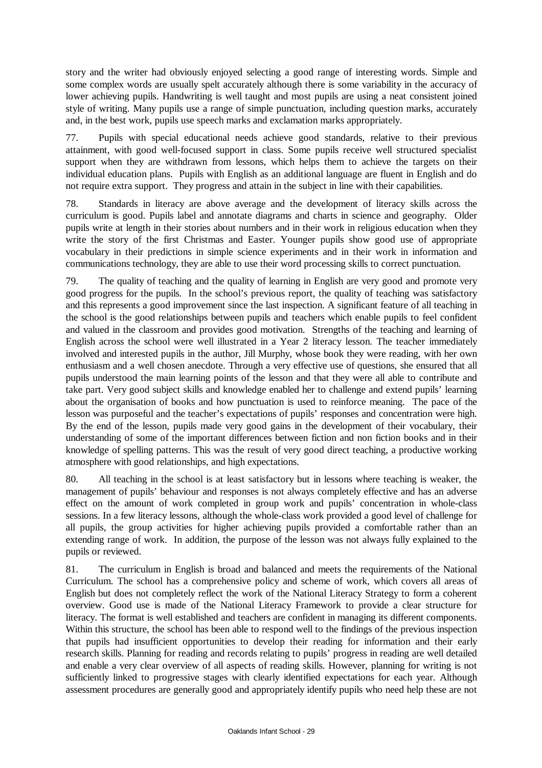story and the writer had obviously enjoyed selecting a good range of interesting words. Simple and some complex words are usually spelt accurately although there is some variability in the accuracy of lower achieving pupils. Handwriting is well taught and most pupils are using a neat consistent joined style of writing. Many pupils use a range of simple punctuation, including question marks, accurately and, in the best work, pupils use speech marks and exclamation marks appropriately.

77. Pupils with special educational needs achieve good standards, relative to their previous attainment, with good well-focused support in class. Some pupils receive well structured specialist support when they are withdrawn from lessons, which helps them to achieve the targets on their individual education plans. Pupils with English as an additional language are fluent in English and do not require extra support. They progress and attain in the subject in line with their capabilities.

78. Standards in literacy are above average and the development of literacy skills across the curriculum is good. Pupils label and annotate diagrams and charts in science and geography. Older pupils write at length in their stories about numbers and in their work in religious education when they write the story of the first Christmas and Easter. Younger pupils show good use of appropriate vocabulary in their predictions in simple science experiments and in their work in information and communications technology, they are able to use their word processing skills to correct punctuation.

79. The quality of teaching and the quality of learning in English are very good and promote very good progress for the pupils. In the school's previous report, the quality of teaching was satisfactory and this represents a good improvement since the last inspection. A significant feature of all teaching in the school is the good relationships between pupils and teachers which enable pupils to feel confident and valued in the classroom and provides good motivation. Strengths of the teaching and learning of English across the school were well illustrated in a Year 2 literacy lesson. The teacher immediately involved and interested pupils in the author, Jill Murphy, whose book they were reading, with her own enthusiasm and a well chosen anecdote. Through a very effective use of questions, she ensured that all pupils understood the main learning points of the lesson and that they were all able to contribute and take part. Very good subject skills and knowledge enabled her to challenge and extend pupils' learning about the organisation of books and how punctuation is used to reinforce meaning. The pace of the lesson was purposeful and the teacher's expectations of pupils' responses and concentration were high. By the end of the lesson, pupils made very good gains in the development of their vocabulary, their understanding of some of the important differences between fiction and non fiction books and in their knowledge of spelling patterns. This was the result of very good direct teaching, a productive working atmosphere with good relationships, and high expectations.

80. All teaching in the school is at least satisfactory but in lessons where teaching is weaker, the management of pupils' behaviour and responses is not always completely effective and has an adverse effect on the amount of work completed in group work and pupils' concentration in whole-class sessions. In a few literacy lessons, although the whole-class work provided a good level of challenge for all pupils, the group activities for higher achieving pupils provided a comfortable rather than an extending range of work. In addition, the purpose of the lesson was not always fully explained to the pupils or reviewed.

81. The curriculum in English is broad and balanced and meets the requirements of the National Curriculum. The school has a comprehensive policy and scheme of work, which covers all areas of English but does not completely reflect the work of the National Literacy Strategy to form a coherent overview. Good use is made of the National Literacy Framework to provide a clear structure for literacy. The format is well established and teachers are confident in managing its different components. Within this structure, the school has been able to respond well to the findings of the previous inspection that pupils had insufficient opportunities to develop their reading for information and their early research skills. Planning for reading and records relating to pupils' progress in reading are well detailed and enable a very clear overview of all aspects of reading skills. However, planning for writing is not sufficiently linked to progressive stages with clearly identified expectations for each year. Although assessment procedures are generally good and appropriately identify pupils who need help these are not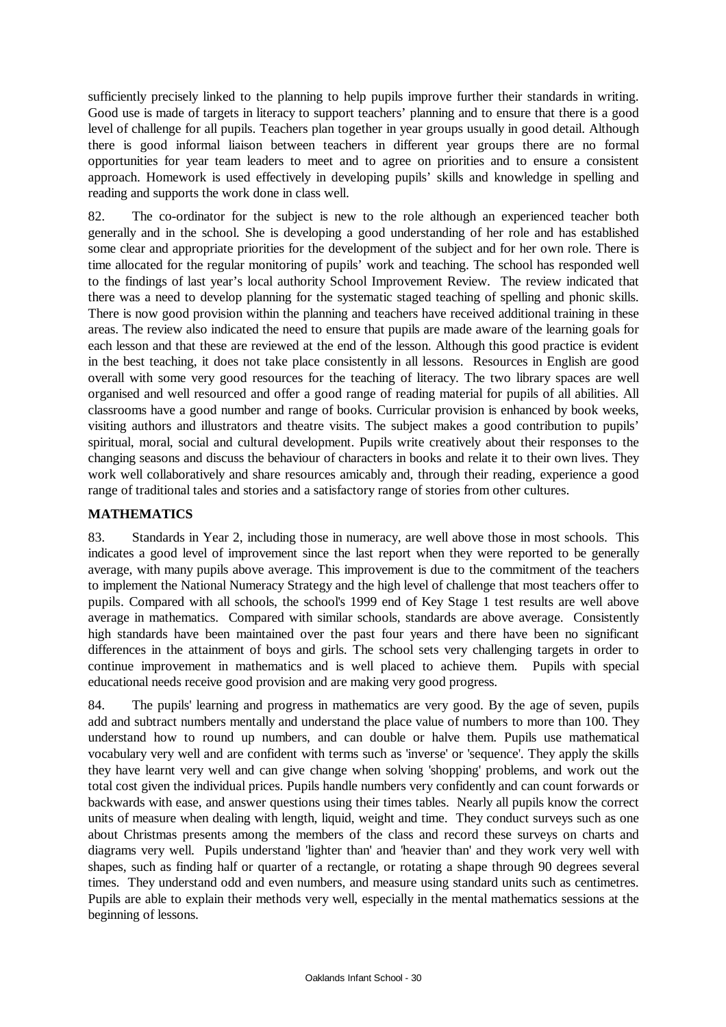sufficiently precisely linked to the planning to help pupils improve further their standards in writing. Good use is made of targets in literacy to support teachers' planning and to ensure that there is a good level of challenge for all pupils. Teachers plan together in year groups usually in good detail. Although there is good informal liaison between teachers in different year groups there are no formal opportunities for year team leaders to meet and to agree on priorities and to ensure a consistent approach. Homework is used effectively in developing pupils' skills and knowledge in spelling and reading and supports the work done in class well.

82. The co-ordinator for the subject is new to the role although an experienced teacher both generally and in the school. She is developing a good understanding of her role and has established some clear and appropriate priorities for the development of the subject and for her own role. There is time allocated for the regular monitoring of pupils' work and teaching. The school has responded well to the findings of last year's local authority School Improvement Review. The review indicated that there was a need to develop planning for the systematic staged teaching of spelling and phonic skills. There is now good provision within the planning and teachers have received additional training in these areas. The review also indicated the need to ensure that pupils are made aware of the learning goals for each lesson and that these are reviewed at the end of the lesson. Although this good practice is evident in the best teaching, it does not take place consistently in all lessons. Resources in English are good overall with some very good resources for the teaching of literacy. The two library spaces are well organised and well resourced and offer a good range of reading material for pupils of all abilities. All classrooms have a good number and range of books. Curricular provision is enhanced by book weeks, visiting authors and illustrators and theatre visits. The subject makes a good contribution to pupils' spiritual, moral, social and cultural development. Pupils write creatively about their responses to the changing seasons and discuss the behaviour of characters in books and relate it to their own lives. They work well collaboratively and share resources amicably and, through their reading, experience a good range of traditional tales and stories and a satisfactory range of stories from other cultures.

## MATHEMATICS

83. Standards in Year 2, including those in numeracy, are well above those in most schools. This indicates a good level of improvement since the last report when they were reported to be generally average, with many pupils above average. This improvement is due to the commitment of the teachers to implement the National Numeracy Strategy and the high level of challenge that most teachers offer to pupils. Compared with all schools, the school's 1999 end of Key Stage 1 test results are well above average in mathematics. Compared with similar schools, standards are above average. Consistently high standards have been maintained over the past four years and there have been no significant differences in the attainment of boys and girls. The school sets very challenging targets in order to continue improvement in mathematics and is well placed to achieve them. Pupils with special educational needs receive good provision and are making very good progress.

84. The pupils' learning and progress in mathematics are very good. By the age of seven, pupils add and subtract numbers mentally and understand the place value of numbers to more than 100. They understand how to round up numbers, and can double or halve them. Pupils use mathematical vocabulary very well and are confident with terms such as 'inverse' or 'sequence'. They apply the skills they have learnt very well and can give change when solving 'shopping' problems, and work out the total cost given the individual prices. Pupils handle numbers very confidently and can count forwards or backwards with ease, and answer questions using their times tables. Nearly all pupils know the correct units of measure when dealing with length, liquid, weight and time. They conduct surveys such as one about Christmas presents among the members of the class and record these surveys on charts and diagrams very well. Pupils understand 'lighter than' and 'heavier than' and they work very well with shapes, such as finding half or quarter of a rectangle, or rotating a shape through 90 degrees several times. They understand odd and even numbers, and measure using standard units such as centimetres. Pupils are able to explain their methods very well, especially in the mental mathematics sessions at the beginning of lessons.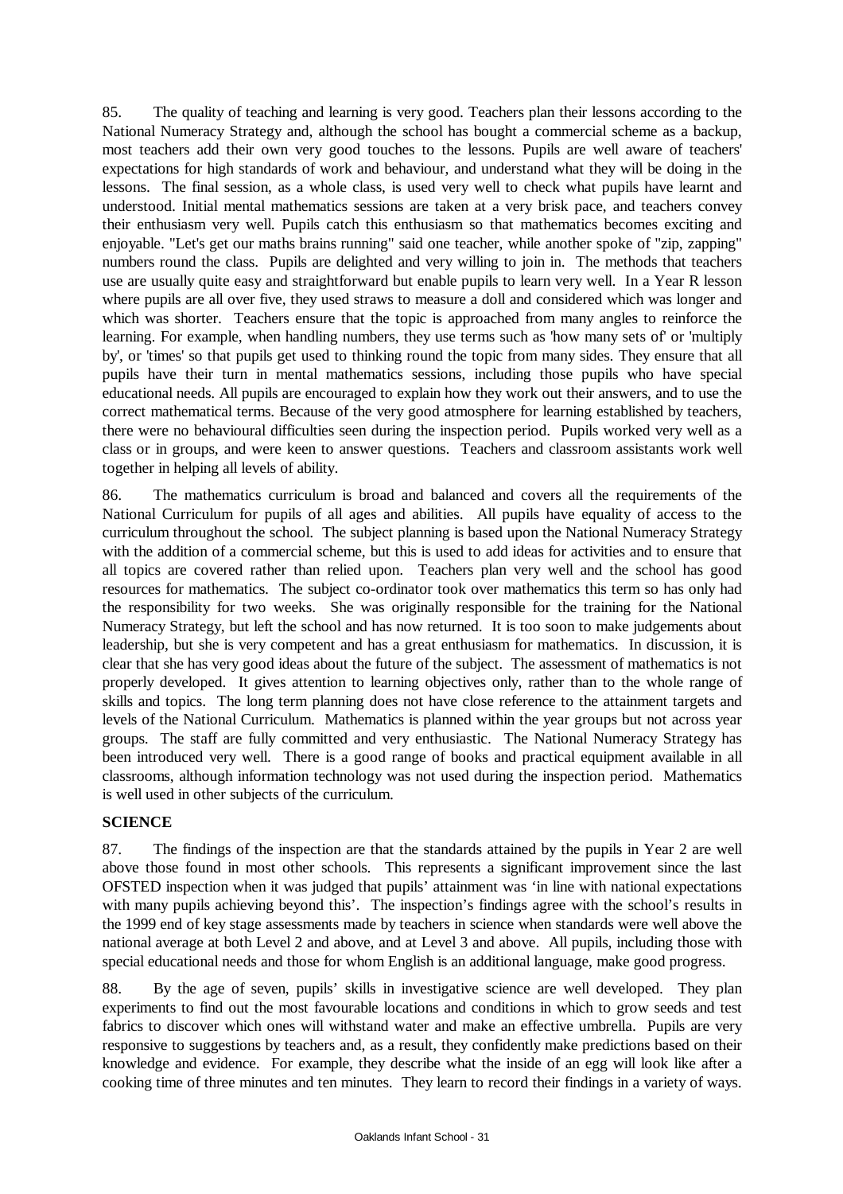85. The quality of teaching and learning is very good. Teachers plan their lessons according to the National Numeracy Strategy and, although the school has bought a commercial scheme as a backup, most teachers add their own very good touches to the lessons. Pupils are well aware of teachers' expectations for high standards of work and behaviour, and understand what they will be doing in the lessons. The final session, as a whole class, is used very well to check what pupils have learnt and understood. Initial mental mathematics sessions are taken at a very brisk pace, and teachers convey their enthusiasm very well. Pupils catch this enthusiasm so that mathematics becomes exciting and enjoyable. "Let's get our maths brains running" said one teacher, while another spoke of "zip, zapping" numbers round the class. Pupils are delighted and very willing to join in. The methods that teachers use are usually quite easy and straightforward but enable pupils to learn very well. In a Year R lesson where pupils are all over five, they used straws to measure a doll and considered which was longer and which was shorter. Teachers ensure that the topic is approached from many angles to reinforce the learning. For example, when handling numbers, they use terms such as 'how many sets of' or 'multiply by', or 'times' so that pupils get used to thinking round the topic from many sides. They ensure that all pupils have their turn in mental mathematics sessions, including those pupils who have special educational needs. All pupils are encouraged to explain how they work out their answers, and to use the correct mathematical terms. Because of the very good atmosphere for learning established by teachers, there were no behavioural difficulties seen during the inspection period. Pupils worked very well as a class or in groups, and were keen to answer questions. Teachers and classroom assistants work well together in helping all levels of ability.

86. The mathematics curriculum is broad and balanced and covers all the requirements of the National Curriculum for pupils of all ages and abilities. All pupils have equality of access to the curriculum throughout the school. The subject planning is based upon the National Numeracy Strategy with the addition of a commercial scheme, but this is used to add ideas for activities and to ensure that all topics are covered rather than relied upon. Teachers plan very well and the school has good resources for mathematics. The subject co-ordinator took over mathematics this term so has only had the responsibility for two weeks. She was originally responsible for the training for the National Numeracy Strategy, but left the school and has now returned. It is too soon to make judgements about leadership, but she is very competent and has a great enthusiasm for mathematics. In discussion, it is clear that she has very good ideas about the future of the subject. The assessment of mathematics is not properly developed. It gives attention to learning objectives only, rather than to the whole range of skills and topics. The long term planning does not have close reference to the attainment targets and levels of the National Curriculum. Mathematics is planned within the year groups but not across year groups. The staff are fully committed and very enthusiastic. The National Numeracy Strategy has been introduced very well. There is a good range of books and practical equipment available in all classrooms, although information technology was not used during the inspection period. Mathematics is well used in other subjects of the curriculum.

## SCIENCE

87. The findings of the inspection are that the standards attained by the pupils in Year 2 are well above those found in most other schools. This represents a significant improvement since the last OFSTED inspection when it was judged that pupils' attainment was 'in line with national expectations with many pupils achieving beyond this'. The inspection's findings agree with the school's results in the 1999 end of key stage assessments made by teachers in science when standards were well above the national average at both Level 2 and above, and at Level 3 and above. All pupils, including those with special educational needs and those for whom English is an additional language, make good progress.

88. By the age of seven, pupils' skills in investigative science are well developed. They plan experiments to find out the most favourable locations and conditions in which to grow seeds and test fabrics to discover which ones will withstand water and make an effective umbrella. Pupils are very responsive to suggestions by teachers and, as a result, they confidently make predictions based on their knowledge and evidence. For example, they describe what the inside of an egg will look like after a cooking time of three minutes and ten minutes. They learn to record their findings in a variety of ways.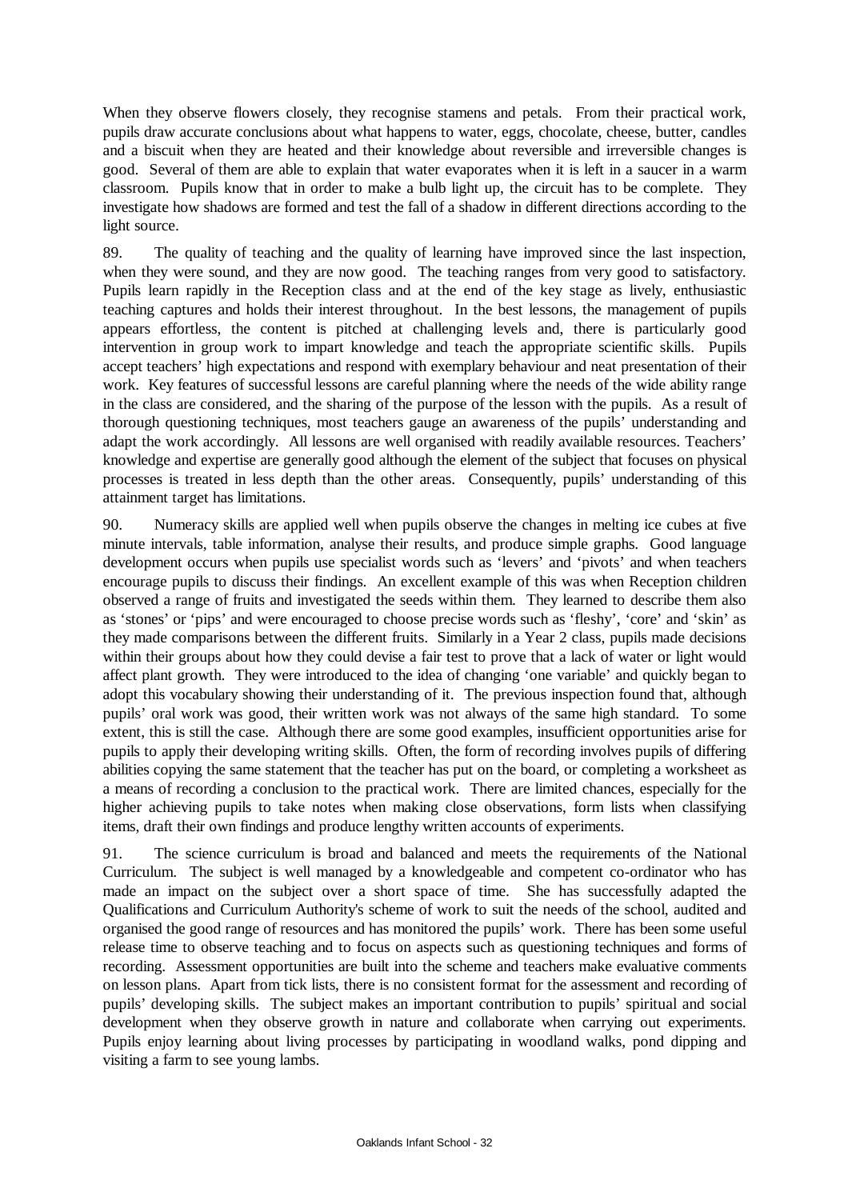When they observe flowers closely, they recognise stamens and petals. From their practical work, pupils draw accurate conclusions about what happens to water, eggs, chocolate, cheese, butter, candles and a biscuit when they are heated and their knowledge about reversible and irreversible changes is good. Several of them are able to explain that water evaporates when it is left in a saucer in a warm classroom. Pupils know that in order to make a bulb light up, the circuit has to be complete. They investigate how shadows are formed and test the fall of a shadow in different directions according to the light source.

89. The quality of teaching and the quality of learning have improved since the last inspection, when they were sound, and they are now good. The teaching ranges from very good to satisfactory. Pupils learn rapidly in the Reception class and at the end of the key stage as lively, enthusiastic teaching captures and holds their interest throughout. In the best lessons, the management of pupils appears effortless, the content is pitched at challenging levels and, there is particularly good intervention in group work to impart knowledge and teach the appropriate scientific skills. Pupils accept teachers' high expectations and respond with exemplary behaviour and neat presentation of their work. Key features of successful lessons are careful planning where the needs of the wide ability range in the class are considered, and the sharing of the purpose of the lesson with the pupils. As a result of thorough questioning techniques, most teachers gauge an awareness of the pupils' understanding and adapt the work accordingly. All lessons are well organised with readily available resources. Teachers' knowledge and expertise are generally good although the element of the subject that focuses on physical processes is treated in less depth than the other areas. Consequently, pupils' understanding of this attainment target has limitations.

90. Numeracy skills are applied well when pupils observe the changes in melting ice cubes at five minute intervals, table information, analyse their results, and produce simple graphs. Good language development occurs when pupils use specialist words such as 'levers' and 'pivots' and when teachers encourage pupils to discuss their findings. An excellent example of this was when Reception children observed a range of fruits and investigated the seeds within them. They learned to describe them also as 'stones' or 'pips' and were encouraged to choose precise words such as 'fleshy', 'core' and 'skin' as they made comparisons between the different fruits. Similarly in a Year 2 class, pupils made decisions within their groups about how they could devise a fair test to prove that a lack of water or light would affect plant growth. They were introduced to the idea of changing 'one variable' and quickly began to adopt this vocabulary showing their understanding of it. The previous inspection found that, although pupils' oral work was good, their written work was not always of the same high standard. To some extent, this is still the case. Although there are some good examples, insufficient opportunities arise for pupils to apply their developing writing skills. Often, the form of recording involves pupils of differing abilities copying the same statement that the teacher has put on the board, or completing a worksheet as a means of recording a conclusion to the practical work. There are limited chances, especially for the higher achieving pupils to take notes when making close observations, form lists when classifying items, draft their own findings and produce lengthy written accounts of experiments.

91. The science curriculum is broad and balanced and meets the requirements of the National Curriculum. The subject is well managed by a knowledgeable and competent co-ordinator who has made an impact on the subject over a short space of time. She has successfully adapted the Qualifications and Curriculum Authority's scheme of work to suit the needs of the school, audited and organised the good range of resources and has monitored the pupils' work. There has been some useful release time to observe teaching and to focus on aspects such as questioning techniques and forms of recording. Assessment opportunities are built into the scheme and teachers make evaluative comments on lesson plans. Apart from tick lists, there is no consistent format for the assessment and recording of pupils' developing skills. The subject makes an important contribution to pupils' spiritual and social development when they observe growth in nature and collaborate when carrying out experiments. Pupils enjoy learning about living processes by participating in woodland walks, pond dipping and visiting a farm to see young lambs.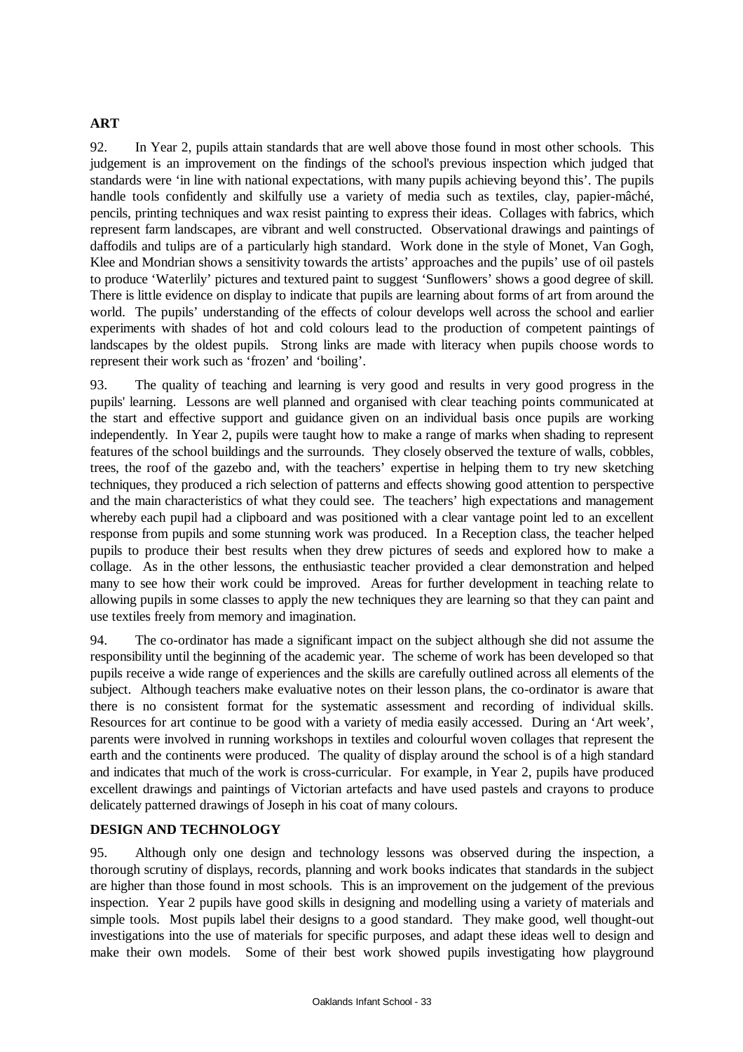## ART

92. In Year 2, pupils attain standards that are well above those found in most other schools. This judgement is an improvement on the findings of the school's previous inspection which judged that standards were 'in line with national expectations, with many pupils achieving beyond this'. The pupils handle tools confidently and skilfully use a variety of media such as textiles, clay, papier-mâché, pencils, printing techniques and wax resist painting to express their ideas. Collages with fabrics, which represent farm landscapes, are vibrant and well constructed. Observational drawings and paintings of daffodils and tulips are of a particularly high standard. Work done in the style of Monet, Van Gogh, Klee and Mondrian shows a sensitivity towards the artists' approaches and the pupils' use of oil pastels to produce 'Waterlily' pictures and textured paint to suggest 'Sunflowers' shows a good degree of skill. There is little evidence on display to indicate that pupils are learning about forms of art from around the world. The pupils' understanding of the effects of colour develops well across the school and earlier experiments with shades of hot and cold colours lead to the production of competent paintings of landscapes by the oldest pupils. Strong links are made with literacy when pupils choose words to represent their work such as 'frozen' and 'boiling'.

93. The quality of teaching and learning is very good and results in very good progress in the pupils' learning. Lessons are well planned and organised with clear teaching points communicated at the start and effective support and guidance given on an individual basis once pupils are working independently. In Year 2, pupils were taught how to make a range of marks when shading to represent features of the school buildings and the surrounds. They closely observed the texture of walls, cobbles, trees, the roof of the gazebo and, with the teachers' expertise in helping them to try new sketching techniques, they produced a rich selection of patterns and effects showing good attention to perspective and the main characteristics of what they could see. The teachers' high expectations and management whereby each pupil had a clipboard and was positioned with a clear vantage point led to an excellent response from pupils and some stunning work was produced. In a Reception class, the teacher helped pupils to produce their best results when they drew pictures of seeds and explored how to make a collage. As in the other lessons, the enthusiastic teacher provided a clear demonstration and helped many to see how their work could be improved. Areas for further development in teaching relate to allowing pupils in some classes to apply the new techniques they are learning so that they can paint and use textiles freely from memory and imagination.

94. The co-ordinator has made a significant impact on the subject although she did not assume the responsibility until the beginning of the academic year. The scheme of work has been developed so that pupils receive a wide range of experiences and the skills are carefully outlined across all elements of the subject. Although teachers make evaluative notes on their lesson plans, the co-ordinator is aware that there is no consistent format for the systematic assessment and recording of individual skills. Resources for art continue to be good with a variety of media easily accessed. During an 'Art week', parents were involved in running workshops in textiles and colourful woven collages that represent the earth and the continents were produced. The quality of display around the school is of a high standard and indicates that much of the work is cross-curricular. For example, in Year 2, pupils have produced excellent drawings and paintings of Victorian artefacts and have used pastels and crayons to produce delicately patterned drawings of Joseph in his coat of many colours.

## DESIGN AND TECHNOLOGY

95. Although only one design and technology lessons was observed during the inspection, a thorough scrutiny of displays, records, planning and work books indicates that standards in the subject are higher than those found in most schools. This is an improvement on the judgement of the previous inspection. Year 2 pupils have good skills in designing and modelling using a variety of materials and simple tools. Most pupils label their designs to a good standard. They make good, well thought-out investigations into the use of materials for specific purposes, and adapt these ideas well to design and make their own models. Some of their best work showed pupils investigating how playground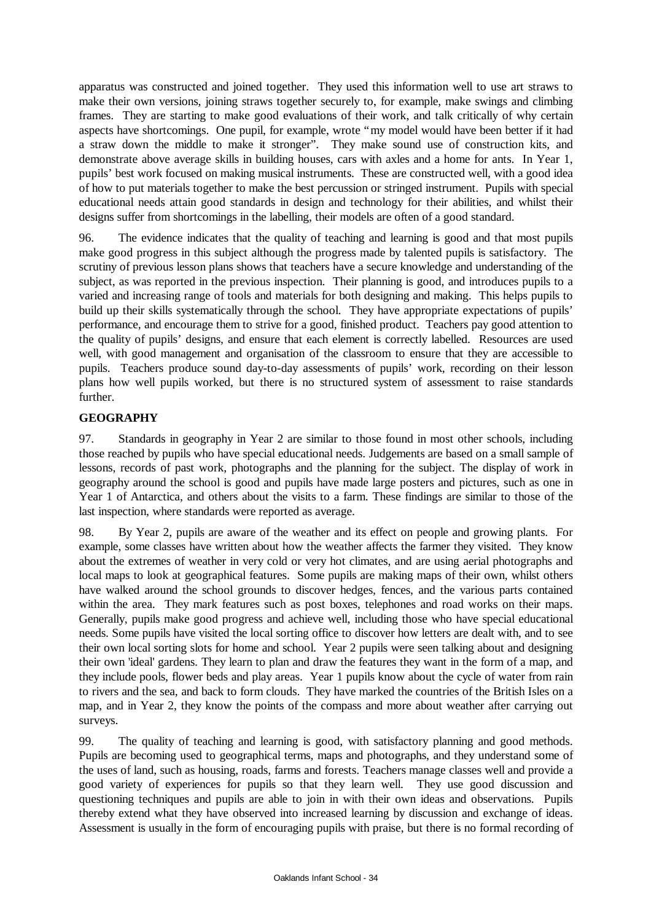apparatus was constructed and joined together. They used this information well to use art straws to make their own versions, joining straws together securely to, for example, make swings and climbing frames. They are starting to make good evaluations of their work, and talk critically of why certain aspects have shortcomings. One pupil, for example, wrote "my model would have been better if it had a straw down the middle to make it stronger". They make sound use of construction kits, and demonstrate above average skills in building houses, cars with axles and a home for ants. In Year 1, pupils' best work focused on making musical instruments. These are constructed well, with a good idea of how to put materials together to make the best percussion or stringed instrument. Pupils with special educational needs attain good standards in design and technology for their abilities, and whilst their designs suffer from shortcomings in the labelling, their models are often of a good standard.

96. The evidence indicates that the quality of teaching and learning is good and that most pupils make good progress in this subject although the progress made by talented pupils is satisfactory. The scrutiny of previous lesson plans shows that teachers have a secure knowledge and understanding of the subject, as was reported in the previous inspection. Their planning is good, and introduces pupils to a varied and increasing range of tools and materials for both designing and making. This helps pupils to build up their skills systematically through the school. They have appropriate expectations of pupils' performance, and encourage them to strive for a good, finished product. Teachers pay good attention to the quality of pupils' designs, and ensure that each element is correctly labelled. Resources are used well, with good management and organisation of the classroom to ensure that they are accessible to pupils. Teachers produce sound day-to-day assessments of pupils' work, recording on their lesson plans how well pupils worked, but there is no structured system of assessment to raise standards further.

## GEOGRAPHY

97. Standards in geography in Year 2 are similar to those found in most other schools, including those reached by pupils who have special educational needs. Judgements are based on a small sample of lessons, records of past work, photographs and the planning for the subject. The display of work in geography around the school is good and pupils have made large posters and pictures, such as one in Year 1 of Antarctica, and others about the visits to a farm. These findings are similar to those of the last inspection, where standards were reported as average.

98. By Year 2, pupils are aware of the weather and its effect on people and growing plants. For example, some classes have written about how the weather affects the farmer they visited. They know about the extremes of weather in very cold or very hot climates, and are using aerial photographs and local maps to look at geographical features. Some pupils are making maps of their own, whilst others have walked around the school grounds to discover hedges, fences, and the various parts contained within the area. They mark features such as post boxes, telephones and road works on their maps. Generally, pupils make good progress and achieve well, including those who have special educational needs. Some pupils have visited the local sorting office to discover how letters are dealt with, and to see their own local sorting slots for home and school. Year 2 pupils were seen talking about and designing their own 'ideal' gardens. They learn to plan and draw the features they want in the form of a map, and they include pools, flower beds and play areas. Year 1 pupils know about the cycle of water from rain to rivers and the sea, and back to form clouds. They have marked the countries of the British Isles on a map, and in Year 2, they know the points of the compass and more about weather after carrying out surveys.

99. The quality of teaching and learning is good, with satisfactory planning and good methods. Pupils are becoming used to geographical terms, maps and photographs, and they understand some of the uses of land, such as housing, roads, farms and forests. Teachers manage classes well and provide a good variety of experiences for pupils so that they learn well. They use good discussion and questioning techniques and pupils are able to join in with their own ideas and observations. Pupils thereby extend what they have observed into increased learning by discussion and exchange of ideas. Assessment is usually in the form of encouraging pupils with praise, but there is no formal recording of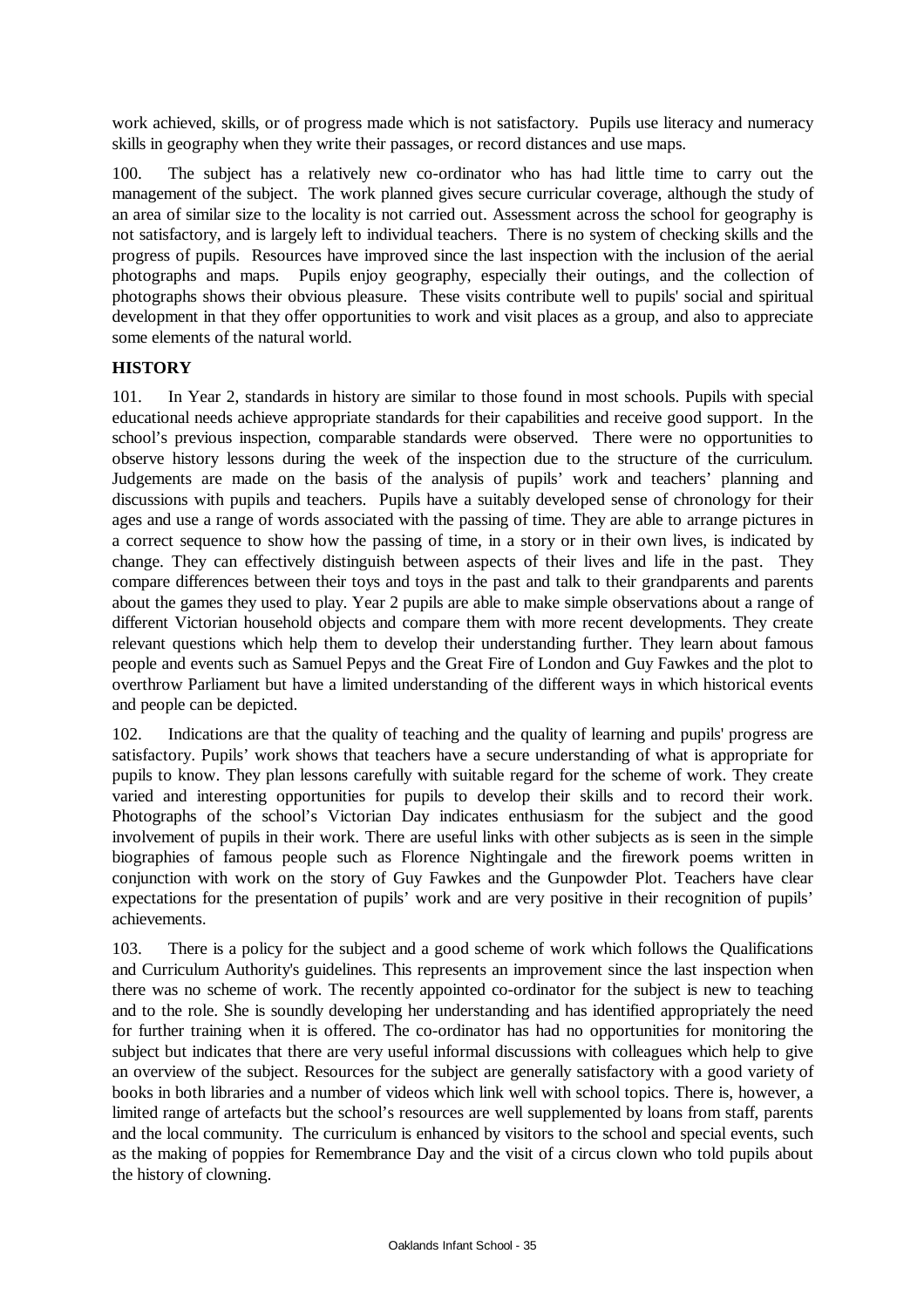work achieved, skills, or of progress made which is not satisfactory. Pupils use literacy and numeracy skills in geography when they write their passages, or record distances and use maps.

100. The subject has a relatively new co-ordinator who has had little time to carry out the management of the subject. The work planned gives secure curricular coverage, although the study of an area of similar size to the locality is not carried out. Assessment across the school for geography is not satisfactory, and is largely left to individual teachers. There is no system of checking skills and the progress of pupils. Resources have improved since the last inspection with the inclusion of the aerial photographs and maps. Pupils enjoy geography, especially their outings, and the collection of photographs shows their obvious pleasure. These visits contribute well to pupils' social and spiritual development in that they offer opportunities to work and visit places as a group, and also to appreciate some elements of the natural world.

## HISTORY

101. In Year 2, standards in history are similar to those found in most schools. Pupils with special educational needs achieve appropriate standards for their capabilities and receive good support. In the school's previous inspection, comparable standards were observed. There were no opportunities to observe history lessons during the week of the inspection due to the structure of the curriculum. Judgements are made on the basis of the analysis of pupils' work and teachers' planning and discussions with pupils and teachers. Pupils have a suitably developed sense of chronology for their ages and use a range of words associated with the passing of time. They are able to arrange pictures in a correct sequence to show how the passing of time, in a story or in their own lives, is indicated by change. They can effectively distinguish between aspects of their lives and life in the past. They compare differences between their toys and toys in the past and talk to their grandparents and parents about the games they used to play. Year 2 pupils are able to make simple observations about a range of different Victorian household objects and compare them with more recent developments. They create relevant questions which help them to develop their understanding further. They learn about famous people and events such as Samuel Pepys and the Great Fire of London and Guy Fawkes and the plot to overthrow Parliament but have a limited understanding of the different ways in which historical events and people can be depicted.

102. Indications are that the quality of teaching and the quality of learning and pupils' progress are satisfactory. Pupils' work shows that teachers have a secure understanding of what is appropriate for pupils to know. They plan lessons carefully with suitable regard for the scheme of work. They create varied and interesting opportunities for pupils to develop their skills and to record their work. Photographs of the school's Victorian Day indicates enthusiasm for the subject and the good involvement of pupils in their work. There are useful links with other subjects as is seen in the simple biographies of famous people such as Florence Nightingale and the firework poems written in conjunction with work on the story of Guy Fawkes and the Gunpowder Plot. Teachers have clear expectations for the presentation of pupils' work and are very positive in their recognition of pupils' achievements.

103. There is a policy for the subject and a good scheme of work which follows the Qualifications and Curriculum Authority's guidelines. This represents an improvement since the last inspection when there was no scheme of work. The recently appointed co-ordinator for the subject is new to teaching and to the role. She is soundly developing her understanding and has identified appropriately the need for further training when it is offered. The co-ordinator has had no opportunities for monitoring the subject but indicates that there are very useful informal discussions with colleagues which help to give an overview of the subject. Resources for the subject are generally satisfactory with a good variety of books in both libraries and a number of videos which link well with school topics. There is, however, a limited range of artefacts but the school's resources are well supplemented by loans from staff, parents and the local community. The curriculum is enhanced by visitors to the school and special events, such as the making of poppies for Remembrance Day and the visit of a circus clown who told pupils about the history of clowning.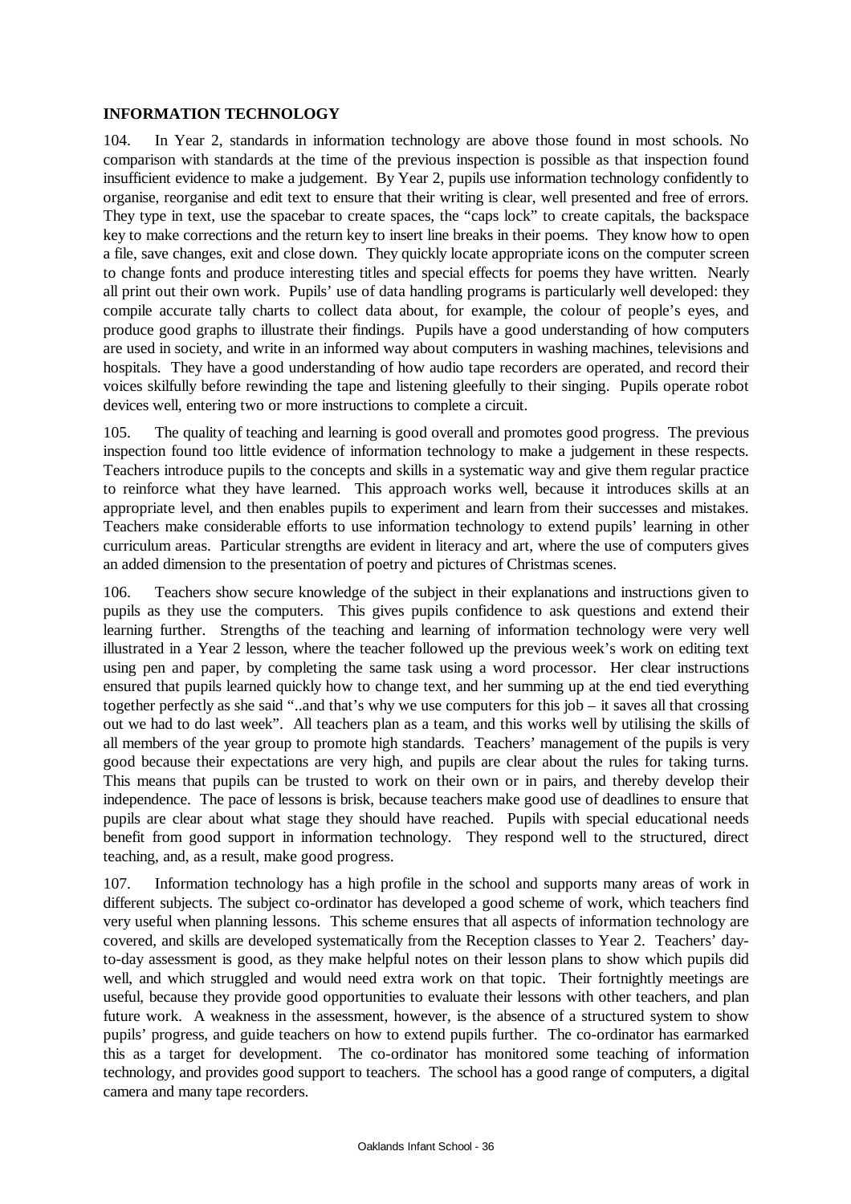**INFORMATION TECHNOLOGY**

104. In Year 2, standards in information technology are above those found in most schools. No comparison with standards at the time of the previous inspection is possible as that inspection found insufficient evidence to make a judgement. By Year 2, pupils use information technology confidently to organise, reorganise and edit text to ensure that their writing is clear, well presented and free of errors. They type in text, use the spacebar to create spaces, the "caps lock" to create capitals, the backspace key to make corrections and the return key to insert line breaks in their poems. They know how to open a file, save changes, exit and close down. They quickly locate appropriate icons on the computer screen to change fonts and produce interesting titles and special effects for poems they have written. Nearly all print out their own work. Pupils' use of data handling programs is particularly well developed: they compile accurate tally charts to collect data about, for example, the colour of people's eyes, and produce good graphs to illustrate their findings. Pupils have a good understanding of how computers are used in society, and write in an informed way about computers in washing machines, televisions and hospitals. They have a good understanding of how audio tape recorders are operated, and record their voices skilfully before rewinding the tape and listening gleefully to their singing. Pupils operate robot devices well, entering two or more instructions to complete a circuit.

105. The quality of teaching and learning is good overall and promotes good progress. The previous inspection found too little evidence of information technology to make a judgement in these respects. Teachers introduce pupils to the concepts and skills in a systematic way and give them regular practice to reinforce what they have learned. This approach works well, because it introduces skills at an appropriate level, and then enables pupils to experiment and learn from their successes and mistakes. Teachers make considerable efforts to use information technology to extend pupils' learning in other curriculum areas. Particular strengths are evident in literacy and art, where the use of computers gives an added dimension to the presentation of poetry and pictures of Christmas scenes.

106. Teachers show secure knowledge of the subject in their explanations and instructions given to pupils as they use the computers. This gives pupils confidence to ask questions and extend their learning further. Strengths of the teaching and learning of information technology were very well illustrated in a Year 2 lesson, where the teacher followed up the previous week's work on editing text using pen and paper, by completing the same task using a word processor. Her clear instructions ensured that pupils learned quickly how to change text, and her summing up at the end tied everything together perfectly as she said "..and that's why we use computers for this job – it saves all that crossing out we had to do last week". All teachers plan as a team, and this works well by utilising the skills of all members of the year group to promote high standards. Teachers' management of the pupils is very good because their expectations are very high, and pupils are clear about the rules for taking turns. This means that pupils can be trusted to work on their own or in pairs, and thereby develop their independence. The pace of lessons is brisk, because teachers make good use of deadlines to ensure that pupils are clear about what stage they should have reached. Pupils with special educational needs benefit from good support in information technology. They respond well to the structured, direct teaching, and, as a result, make good progress.

107. Information technology has a high profile in the school and supports many areas of work in different subjects. The subject co-ordinator has developed a good scheme of work, which teachers find very useful when planning lessons. This scheme ensures that all aspects of information technology are covered, and skills are developed systematically from the Reception classes to Year 2. Teachers' day-to-day assessment is good, as they make helpful notes on their lesson plans to show which pupils did well, and which struggled and would need extra work on that topic. Their fortnightly meetings are useful, because they provide good opportunities to evaluate their lessons with other teachers, and plan future work. A weakness in the assessment, however, is the absence of a structured system to show pupils' progress, and guide teachers on how to extend pupils further. The co-ordinator has earmarked this as a target for development. The co-ordinator has monitored some teaching of information technology, and provides good support to teachers. The school has a good range of computers, a digital camera and many tape recorders.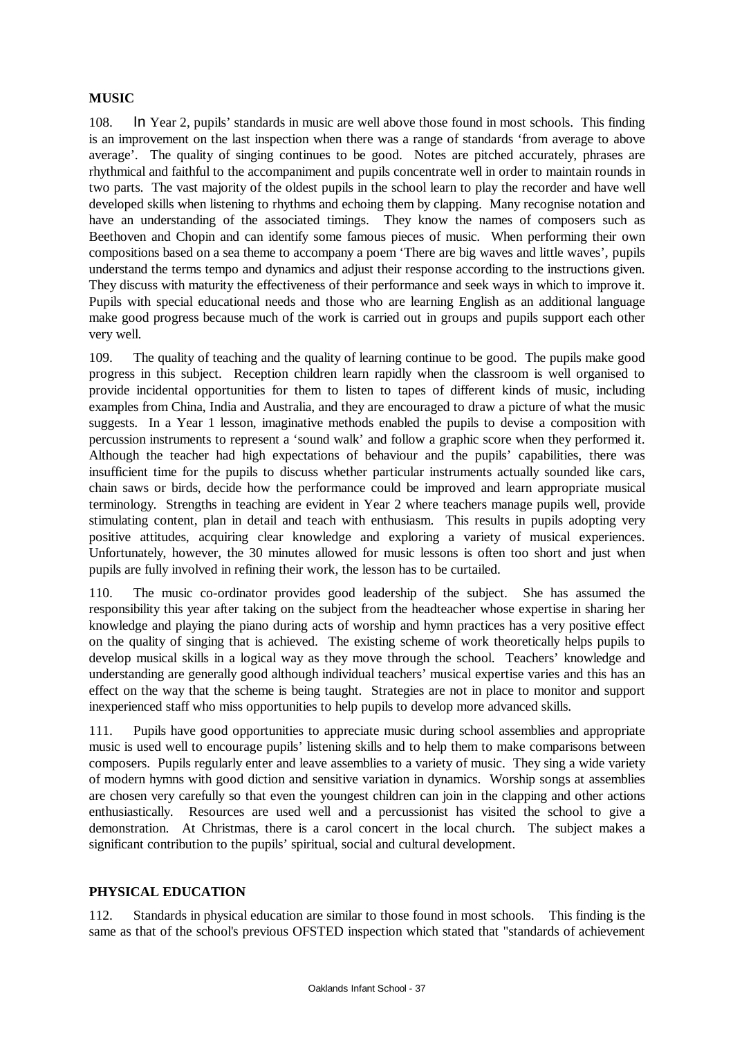**MUSIC**

108. In Year 2, pupils' standards in music are well above those found in most schools. This finding is an improvement on the last inspection when there was a range of standards 'from average to above average'. The quality of singing continues to be good. Notes are pitched accurately, phrases are rhythmical and faithful to the accompaniment and pupils concentrate well in order to maintain rounds in two parts. The vast majority of the oldest pupils in the school learn to play the recorder and have well developed skills when listening to rhythms and echoing them by clapping. Many recognise notation and have an understanding of the associated timings. They know the names of composers such as Beethoven and Chopin and can identify some famous pieces of music. When performing their own compositions based on a sea theme to accompany a poem 'There are big waves and little waves', pupils understand the terms tempo and dynamics and adjust their response according to the instructions given. They discuss with maturity the effectiveness of their performance and seek ways in which to improve it. Pupils with special educational needs and those who are learning English as an additional language make good progress because much of the work is carried out in groups and pupils support each other very well.

109. The quality of teaching and the quality of learning continue to be good. The pupils make good progress in this subject. Reception children learn rapidly when the classroom is well organised to provide incidental opportunities for them to listen to tapes of different kinds of music, including examples from China, India and Australia, and they are encouraged to draw a picture of what the music suggests. In a Year 1 lesson, imaginative methods enabled the pupils to devise a composition with percussion instruments to represent a 'sound walk' and follow a graphic score when they performed it. Although the teacher had high expectations of behaviour and the pupils' capabilities, there was insufficient time for the pupils to discuss whether particular instruments actually sounded like cars, chain saws or birds, decide how the performance could be improved and learn appropriate musical terminology. Strengths in teaching are evident in Year 2 where teachers manage pupils well, provide stimulating content, plan in detail and teach with enthusiasm. This results in pupils adopting very positive attitudes, acquiring clear knowledge and exploring a variety of musical experiences. Unfortunately, however, the 30 minutes allowed for music lessons is often too short and just when pupils are fully involved in refining their work, the lesson has to be curtailed.

110. The music co-ordinator provides good leadership of the subject. She has assumed the responsibility this year after taking on the subject from the headteacher whose expertise in sharing her knowledge and playing the piano during acts of worship and hymn practices has a very positive effect on the quality of singing that is achieved. The existing scheme of work theoretically helps pupils to develop musical skills in a logical way as they move through the school. Teachers' knowledge and understanding are generally good although individual teachers' musical expertise varies and this has an effect on the way that the scheme is being taught. Strategies are not in place to monitor and support inexperienced staff who miss opportunities to help pupils to develop more advanced skills.

111. Pupils have good opportunities to appreciate music during school assemblies and appropriate music is used well to encourage pupils' listening skills and to help them to make comparisons between composers. Pupils regularly enter and leave assemblies to a variety of music. They sing a wide variety of modern hymns with good diction and sensitive variation in dynamics. Worship songs at assemblies are chosen very carefully so that even the youngest children can join in the clapping and other actions enthusiastically. Resources are used well and a percussionist has visited the school to give a demonstration. At Christmas, there is a carol concert in the local church. The subject makes a significant contribution to the pupils' spiritual, social and cultural development.

**PHYSICAL EDUCATION**

112. Standards in physical education are similar to those found in most schools. This finding is the same as that of the school's previous OFSTED inspection which stated that "standards of achievement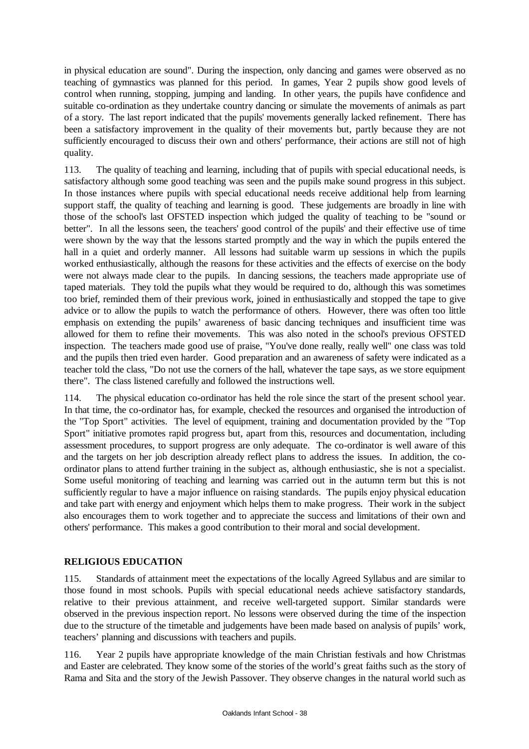in physical education are sound". During the inspection, only dancing and games were observed as no teaching of gymnastics was planned for this period. In games, Year 2 pupils show good levels of control when running, stopping, jumping and landing. In other years, the pupils have confidence and suitable co-ordination as they undertake country dancing or simulate the movements of animals as part of a story. The last report indicated that the pupils' movements generally lacked refinement. There has been a satisfactory improvement in the quality of their movements but, partly because they are not sufficiently encouraged to discuss their own and others' performance, their actions are still not of high quality.

113. The quality of teaching and learning, including that of pupils with special educational needs, is satisfactory although some good teaching was seen and the pupils make sound progress in this subject. In those instances where pupils with special educational needs receive additional help from learning support staff, the quality of teaching and learning is good. These judgements are broadly in line with those of the school's last OFSTED inspection which judged the quality of teaching to be "sound or better". In all the lessons seen, the teachers' good control of the pupils' and their effective use of time were shown by the way that the lessons started promptly and the way in which the pupils entered the hall in a quiet and orderly manner. All lessons had suitable warm up sessions in which the pupils worked enthusiastically, although the reasons for these activities and the effects of exercise on the body were not always made clear to the pupils. In dancing sessions, the teachers made appropriate use of taped materials. They told the pupils what they would be required to do, although this was sometimes too brief, reminded them of their previous work, joined in enthusiastically and stopped the tape to give advice or to allow the pupils to watch the performance of others. However, there was often too little emphasis on extending the pupils' awareness of basic dancing techniques and insufficient time was allowed for them to refine their movements. This was also noted in the school's previous OFSTED inspection. The teachers made good use of praise, "You've done really, really well" one class was told and the pupils then tried even harder. Good preparation and an awareness of safety were indicated as a teacher told the class, "Do not use the corners of the hall, whatever the tape says, as we store equipment there". The class listened carefully and followed the instructions well.

114. The physical education co-ordinator has held the role since the start of the present school year. In that time, the co-ordinator has, for example, checked the resources and organised the introduction of the "Top Sport" activities. The level of equipment, training and documentation provided by the "Top Sport" initiative promotes rapid progress but, apart from this, resources and documentation, including assessment procedures, to support progress are only adequate. The co-ordinator is well aware of this and the targets on her job description already reflect plans to address the issues. In addition, the co-ordinator plans to attend further training in the subject as, although enthusiastic, she is not a specialist. Some useful monitoring of teaching and learning was carried out in the autumn term but this is not sufficiently regular to have a major influence on raising standards. The pupils enjoy physical education and take part with energy and enjoyment which helps them to make progress. Their work in the subject also encourages them to work together and to appreciate the success and limitations of their own and others' performance. This makes a good contribution to their moral and social development.

## RELIGIOUS EDUCATION

115. Standards of attainment meet the expectations of the locally Agreed Syllabus and are similar to those found in most schools. Pupils with special educational needs achieve satisfactory standards, relative to their previous attainment, and receive well-targeted support. Similar standards were observed in the previous inspection report. No lessons were observed during the time of the inspection due to the structure of the timetable and judgements have been made based on analysis of pupils' work, teachers' planning and discussions with teachers and pupils.

116. Year 2 pupils have appropriate knowledge of the main Christian festivals and how Christmas and Easter are celebrated. They know some of the stories of the world's great faiths such as the story of Rama and Sita and the story of the Jewish Passover. They observe changes in the natural world such as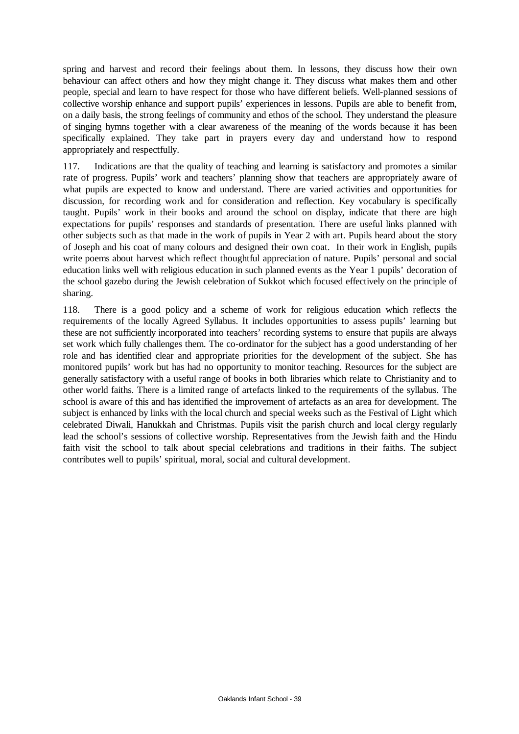spring and harvest and record their feelings about them. In lessons, they discuss how their own behaviour can affect others and how they might change it. They discuss what makes them and other people, special and learn to have respect for those who have different beliefs. Well-planned sessions of collective worship enhance and support pupils' experiences in lessons. Pupils are able to benefit from, on a daily basis, the strong feelings of community and ethos of the school. They understand the pleasure of singing hymns together with a clear awareness of the meaning of the words because it has been specifically explained. They take part in prayers every day and understand how to respond appropriately and respectfully.

117. Indications are that the quality of teaching and learning is satisfactory and promotes a similar rate of progress. Pupils' work and teachers' planning show that teachers are appropriately aware of what pupils are expected to know and understand. There are varied activities and opportunities for discussion, for recording work and for consideration and reflection. Key vocabulary is specifically taught. Pupils' work in their books and around the school on display, indicate that there are high expectations for pupils' responses and standards of presentation. There are useful links planned with other subjects such as that made in the work of pupils in Year 2 with art. Pupils heard about the story of Joseph and his coat of many colours and designed their own coat. In their work in English, pupils write poems about harvest which reflect thoughtful appreciation of nature. Pupils' personal and social education links well with religious education in such planned events as the Year 1 pupils' decoration of the school gazebo during the Jewish celebration of Sukkot which focused effectively on the principle of sharing.

118. There is a good policy and a scheme of work for religious education which reflects the requirements of the locally Agreed Syllabus. It includes opportunities to assess pupils' learning but these are not sufficiently incorporated into teachers' recording systems to ensure that pupils are always set work which fully challenges them. The co-ordinator for the subject has a good understanding of her role and has identified clear and appropriate priorities for the development of the subject. She has monitored pupils' work but has had no opportunity to monitor teaching. Resources for the subject are generally satisfactory with a useful range of books in both libraries which relate to Christianity and to other world faiths. There is a limited range of artefacts linked to the requirements of the syllabus. The school is aware of this and has identified the improvement of artefacts as an area for development. The subject is enhanced by links with the local church and special weeks such as the Festival of Light which celebrated Diwali, Hanukkah and Christmas. Pupils visit the parish church and local clergy regularly lead the school's sessions of collective worship. Representatives from the Jewish faith and the Hindu faith visit the school to talk about special celebrations and traditions in their faiths. The subject contributes well to pupils' spiritual, moral, social and cultural development.